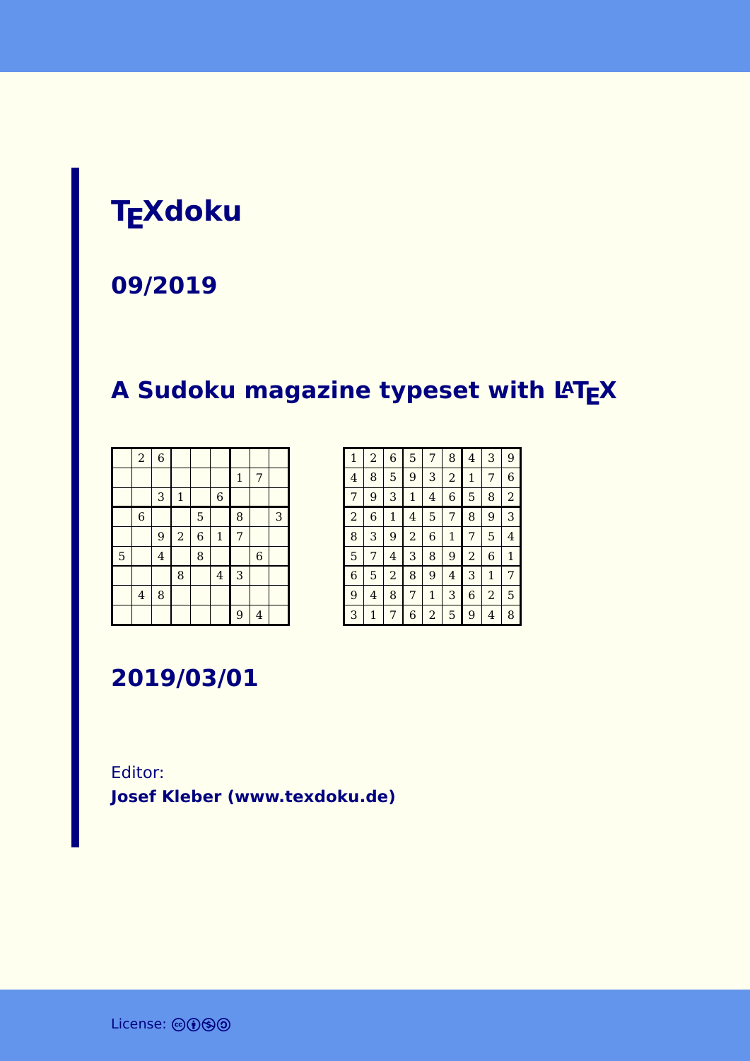# TEXdoku

## 09/2019

## A Sudoku magazine typeset with LATEX

|   |   |   |   |   |   |   |   |   |
|---|---|---|---|---|---|---|---|---|
|   | 2 | 6 |   |   |   |   |   |   |
|   |   |   |   |   |   | 1 | 7 |   |
|   |   | 3 | 1 |   | 6 |   |   |   |
|   | 6 |   |   | 5 |   | 8 |   | 3 |
|   |   | 9 | 2 | 6 | 1 | 7 |   |   |
| 5 |   | 4 |   | 8 |   |   | 6 |   |
|   |   |   | 8 |   | 4 | 3 |   |   |
|   | 4 | 8 |   |   |   |   |   |   |
|   |   |   |   |   |   | 9 | 4 |   |

|   |   |   |   |   |   |   |   |   |
|---|---|---|---|---|---|---|---|---|
| 1 | 2 | 6 | 5 | 7 | 8 | 4 | 3 | 9 |
| 4 | 8 | 5 | 9 | 3 | 2 | 1 | 7 | 6 |
| 7 | 9 | 3 | 1 | 4 | 6 | 5 | 8 | 2 |
| 2 | 6 | 1 | 4 | 5 | 7 | 8 | 9 | 3 |
| 8 | 3 | 9 | 2 | 6 | 1 | 7 | 5 | 4 |
| 5 | 7 | 4 | 3 | 8 | 9 | 2 | 6 | 1 |
| 6 | 5 | 2 | 8 | 9 | 4 | 3 | 1 | 7 |
| 9 | 4 | 8 | 7 | 1 | 3 | 6 | 2 | 5 |
| 3 | 1 | 7 | 6 | 2 | 5 | 9 | 4 | 8 |

## 2019/03/01

Editor:
**Josef Kleber (www.texdoku.de)**

License: cc by-nc-sa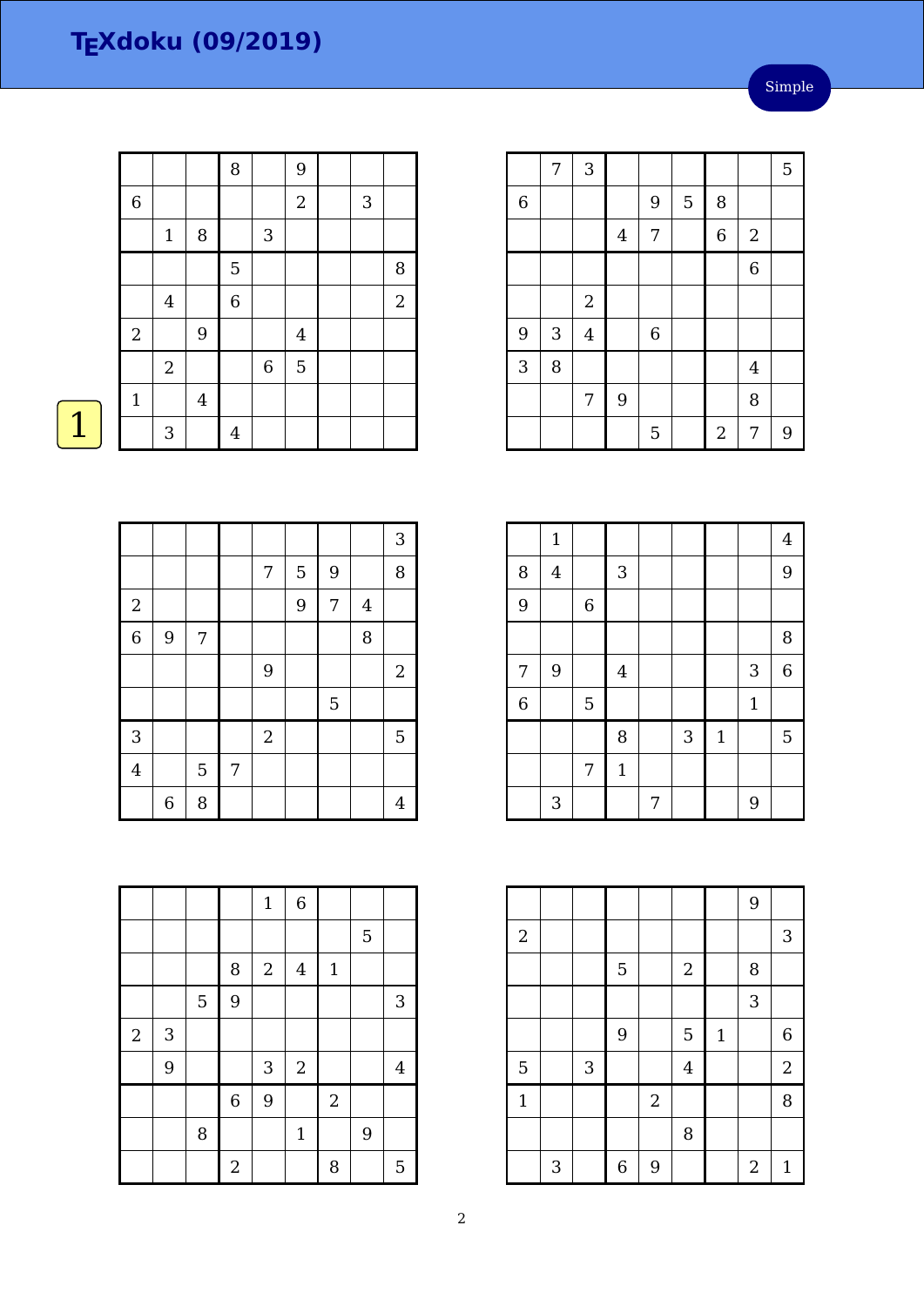# TEXdoku (09/2019)

Simple

1

|   |   |   |   |   |   |   |   |   |
|---|---|---|---|---|---|---|---|---|
|   |   |   | 8 |   | 9 |   |   |   |
| 6 |   |   |   |   | 2 |   | 3 |   |
|   | 1 | 8 |   | 3 |   |   |   |   |
|   |   |   | 5 |   |   |   |   | 8 |
|   | 4 |   | 6 |   |   |   |   | 2 |
| 2 |   | 9 |   |   | 4 |   |   |   |
|   | 2 |   |   | 6 | 5 |   |   |   |
| 1 |   | 4 |   |   |   |   |   |   |
|   | 3 |   | 4 |   |   |   |   |   |

|   |   |   |   |   |   |   |   |   |
|---|---|---|---|---|---|---|---|---|
|   | 7 | 3 |   |   |   |   |   | 5 |
| 6 |   |   |   | 9 | 5 | 8 |   |   |
|   |   |   | 4 | 7 |   | 6 | 2 |   |
|   |   |   |   |   |   |   | 6 |   |
|   |   | 2 |   |   |   |   |   |   |
| 9 | 3 | 4 |   | 6 |   |   |   |   |
| 3 | 8 |   |   |   |   |   | 4 |   |
|   |   | 7 | 9 |   |   |   | 8 |   |
|   |   |   |   | 5 |   | 2 | 7 | 9 |

|   |   |   |   |   |   |   |   |   |
|---|---|---|---|---|---|---|---|---|
|   |   |   |   |   |   |   |   | 3 |
|   |   |   |   | 7 | 5 | 9 |   | 8 |
| 2 |   |   |   |   | 9 | 7 | 4 |   |
| 6 | 9 | 7 |   |   |   |   | 8 |   |
|   |   |   |   | 9 |   |   |   | 2 |
|   |   |   |   |   |   | 5 |   |   |
| 3 |   |   |   | 2 |   |   |   | 5 |
| 4 |   | 5 | 7 |   |   |   |   |   |
|   | 6 | 8 |   |   |   |   |   | 4 |

|   |   |   |   |   |   |   |   |   |
|---|---|---|---|---|---|---|---|---|
|   | 1 |   |   |   |   |   |   | 4 |
| 8 | 4 |   | 3 |   |   |   |   | 9 |
| 9 |   | 6 |   |   |   |   |   |   |
|   |   |   |   |   |   |   |   | 8 |
| 7 | 9 |   | 4 |   |   |   | 3 | 6 |
| 6 |   | 5 |   |   |   |   | 1 |   |
|   |   |   | 8 |   | 3 | 1 |   | 5 |
|   |   | 7 | 1 |   |   |   |   |   |
|   | 3 |   |   | 7 |   |   | 9 |   |

|   |   |   |   |   |   |   |   |   |
|---|---|---|---|---|---|---|---|---|
|   |   |   |   | 1 | 6 |   |   |   |
|   |   |   |   |   |   |   | 5 |   |
|   |   |   | 8 | 2 | 4 | 1 |   |   |
|   |   | 5 | 9 |   |   |   |   | 3 |
| 2 | 3 |   |   |   |   |   |   |   |
|   | 9 |   |   | 3 | 2 |   |   | 4 |
|   |   |   | 6 | 9 |   | 2 |   |   |
|   |   | 8 |   |   | 1 |   | 9 |   |
|   |   |   | 2 |   |   | 8 |   | 5 |

|   |   |   |   |   |   |   |   |   |
|---|---|---|---|---|---|---|---|---|
|   |   |   |   |   |   |   | 9 |   |
| 2 |   |   |   |   |   |   |   | 3 |
|   |   |   | 5 |   | 2 |   | 8 |   |
|   |   |   |   |   |   |   | 3 |   |
|   |   |   | 9 |   | 5 | 1 |   | 6 |
| 5 |   | 3 |   |   | 4 |   |   | 2 |
| 1 |   |   |   | 2 |   |   |   | 8 |
|   |   |   |   |   | 8 |   |   |   |
|   | 3 |   | 6 | 9 |   |   | 2 | 1 |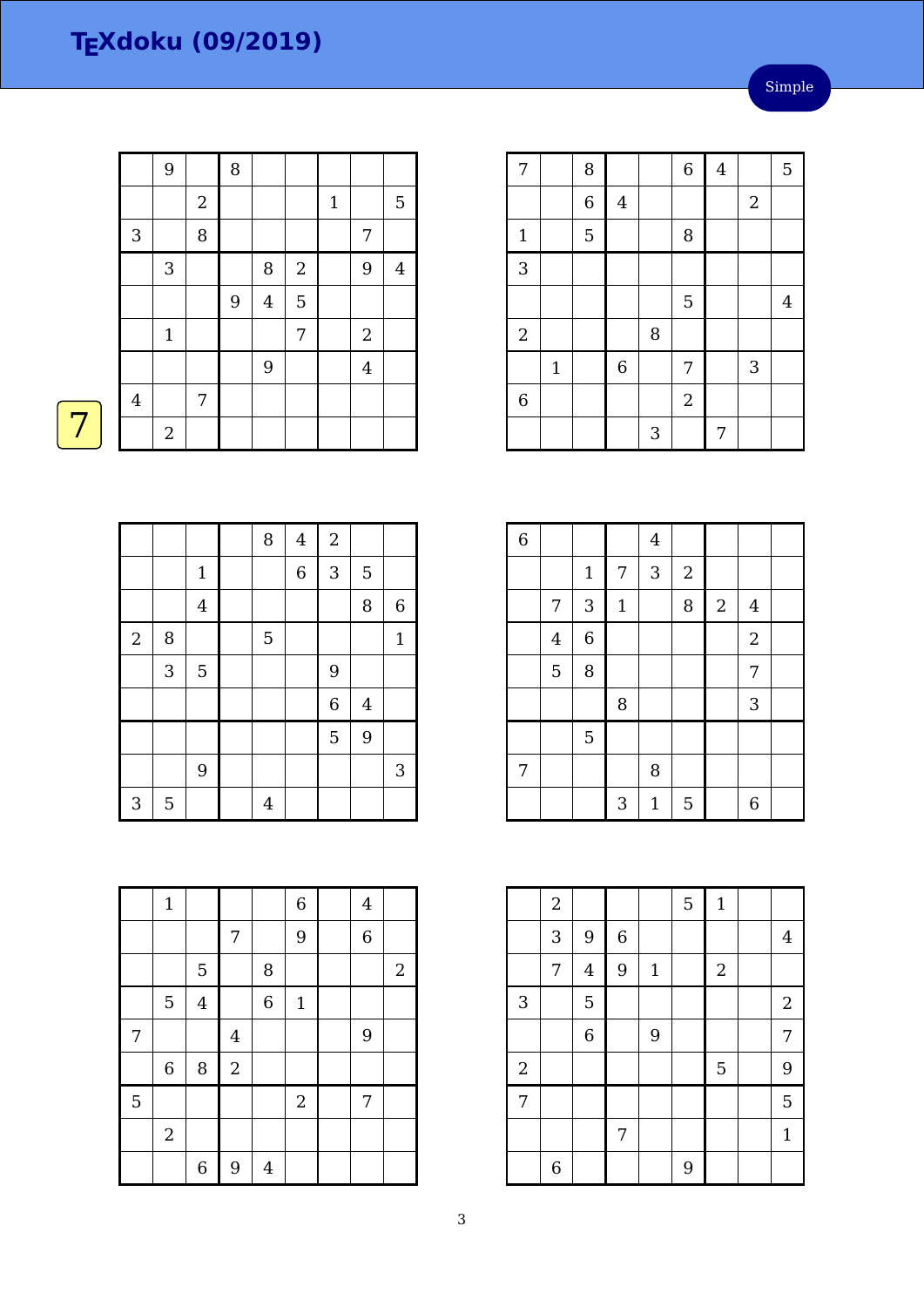# TEXdoku (09/2019)

Simple

7

| | | | | | | | | |
|---|---|---|---|---|---|---|---|---|
| | 9 | | 8 | | | | | |
| | | 2 | | | | 1 | | 5 |
| 3 | | 8 | | | | | 7 | |
| | 3 | | | 8 | 2 | | 9 | 4 |
| | | | 9 | 4 | 5 | | | |
| | 1 | | | | 7 | | 2 | |
| | | | | 9 | | | 4 | |
| 4 | | 7 | | | | | | |
| | 2 | | | | | | | |

| | | | | | | | | |
|---|---|---|---|---|---|---|---|---|
| 7 | | 8 | | | 6 | 4 | | 5 |
| | | 6 | 4 | | | | 2 | |
| 1 | | 5 | | | 8 | | | |
| 3 | | | | | | | | |
| | | | | | 5 | | | 4 |
| 2 | | | | 8 | | | | |
| | 1 | | 6 | | 7 | | 3 | |
| 6 | | | | | 2 | | | |
| | | | | 3 | | 7 | | |

| | | | | | | | | |
|---|---|---|---|---|---|---|---|---|
| | | | | 8 | 4 | 2 | | |
| | | 1 | | | 6 | 3 | 5 | |
| | | 4 | | | | | 8 | 6 |
| 2 | 8 | | | 5 | | | | 1 |
| | 3 | 5 | | | | 9 | | |
| | | | | | | 6 | 4 | |
| | | | | | | 5 | 9 | |
| | | 9 | | | | | | 3 |
| 3 | 5 | | | 4 | | | | |

| | | | | | | | | |
|---|---|---|---|---|---|---|---|---|
| 6 | | | | 4 | | | | |
| | | 1 | 7 | 3 | 2 | | | |
| | 7 | 3 | 1 | | 8 | 2 | 4 | |
| | 4 | 6 | | | | | 2 | |
| | 5 | 8 | | | | | 7 | |
| | | | 8 | | | | 3 | |
| | | 5 | | | | | | |
| 7 | | | | 8 | | | | |
| | | | 3 | 1 | 5 | | 6 | |

| | | | | | | | | |
|---|---|---|---|---|---|---|---|---|
| | 1 | | | | 6 | | 4 | |
| | | | 7 | | 9 | | 6 | |
| | | 5 | | 8 | | | | 2 |
| | 5 | 4 | | 6 | 1 | | | |
| 7 | | | 4 | | | | 9 | |
| | 6 | 8 | 2 | | | | | |
| 5 | | | | | 2 | | 7 | |
| | 2 | | | | | | | |
| | | 6 | 9 | 4 | | | | |

| | | | | | | | | |
|---|---|---|---|---|---|---|---|---|
| | 2 | | | | 5 | 1 | | |
| | 3 | 9 | 6 | | | | | 4 |
| | 7 | 4 | 9 | 1 | | 2 | | |
| 3 | | 5 | | | | | | 2 |
| | | 6 | | 9 | | | | 7 |
| 2 | | | | | | 5 | | 9 |
| 7 | | | | | | | | 5 |
| | | | 7 | | | | | 1 |
| | 6 | | | | 9 | | | |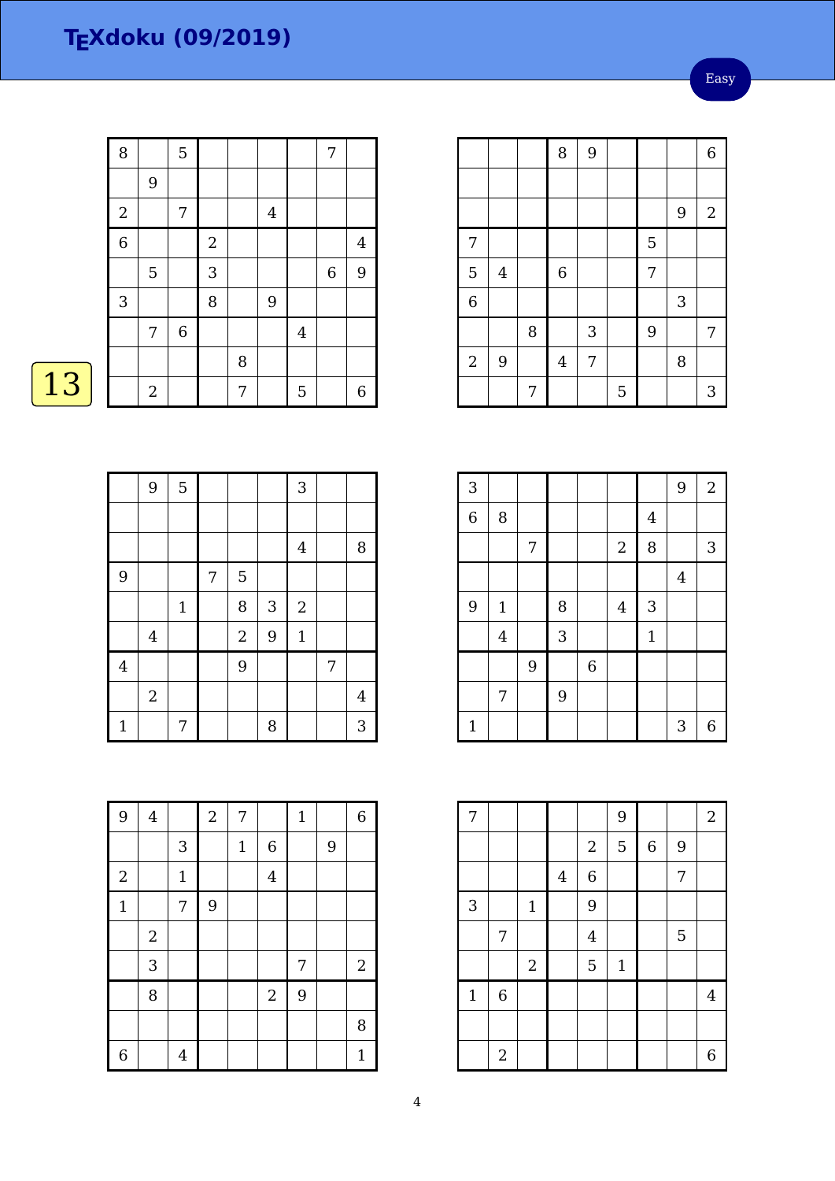# TEXdoku (09/2019)

Easy

13

| | | | | | | | | |
|---|---|---|---|---|---|---|---|---|
| 8 | | 5 | | | | | 7 | |
| | 9 | | | | | | | |
| 2 | | 7 | | | 4 | | | |
| 6 | | | 2 | | | | | 4 |
| | 5 | | 3 | | | | 6 | 9 |
| 3 | | | 8 | | 9 | | | |
| | 7 | 6 | | | | 4 | | |
| | | | | 8 | | | | |
| | 2 | | | 7 | | 5 | | 6 |

| | | | | | | | | |
|---|---|---|---|---|---|---|---|---|
| | | | 8 | 9 | | | | 6 |
| | | | | | | | | |
| | | | | | | | 9 | 2 |
| 7 | | | | | | 5 | | |
| 5 | 4 | | 6 | | | 7 | | |
| 6 | | | | | | | 3 | |
| | | 8 | | 3 | | 9 | | 7 |
| 2 | 9 | | 4 | 7 | | | 8 | |
| | | 7 | | | 5 | | | 3 |

| | | | | | | | | |
|---|---|---|---|---|---|---|---|---|
| | 9 | 5 | | | | 3 | | |
| | | | | | | | | |
| | | | | | | 4 | | 8 |
| 9 | | | 7 | 5 | | | | |
| | | 1 | | 8 | 3 | 2 | | |
| | 4 | | | 2 | 9 | 1 | | |
| 4 | | | | 9 | | | 7 | |
| | 2 | | | | | | | 4 |
| 1 | | 7 | | | 8 | | | 3 |

| | | | | | | | | |
|---|---|---|---|---|---|---|---|---|
| 3 | | | | | | | 9 | 2 |
| 6 | 8 | | | | | 4 | | |
| | | 7 | | | 2 | 8 | | 3 |
| | | | | | | | 4 | |
| 9 | 1 | | 8 | | 4 | 3 | | |
| | 4 | | 3 | | | 1 | | |
| | | 9 | | 6 | | | | |
| | 7 | | 9 | | | | | |
| 1 | | | | | | | 3 | 6 |

| | | | | | | | | |
|---|---|---|---|---|---|---|---|---|
| 9 | 4 | | 2 | 7 | | 1 | | 6 |
| | | 3 | | 1 | 6 | | 9 | |
| 2 | | 1 | | | 4 | | | |
| 1 | | 7 | 9 | | | | | |
| | 2 | | | | | | | |
| | 3 | | | | | 7 | | 2 |
| | 8 | | | | 2 | 9 | | |
| | | | | | | | | 8 |
| 6 | | 4 | | | | | | 1 |

| | | | | | | | | |
|---|---|---|---|---|---|---|---|---|
| 7 | | | | | 9 | | | 2 |
| | | | | 2 | 5 | 6 | 9 | |
| | | | 4 | 6 | | | 7 | |
| 3 | | 1 | | 9 | | | | |
| | 7 | | | 4 | | | 5 | |
| | | 2 | | 5 | 1 | | | |
| 1 | 6 | | | | | | | 4 |
| | | | | | | | | |
| | 2 | | | | | | | 6 |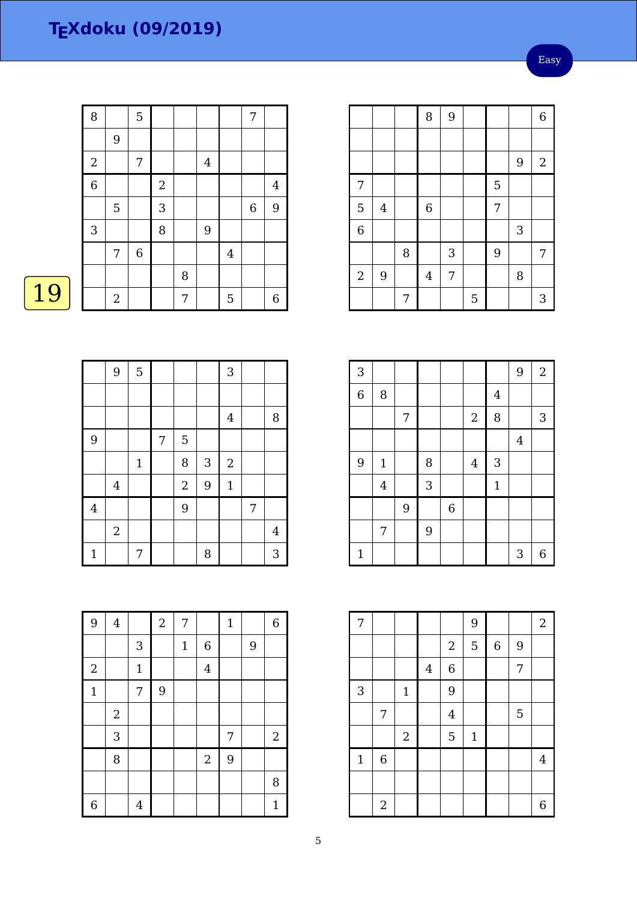# TEXdoku (09/2019)

Easy

19

| | | | | | | | | |
|---|---|---|---|---|---|---|---|---|
| 8 | | 5 | | | | | 7 | |
| | 9 | | | | | | | |
| 2 | | 7 | | | 4 | | | |
| 6 | | | 2 | | | | | 4 |
| | 5 | | 3 | | | | 6 | 9 |
| 3 | | | 8 | | 9 | | | |
| | 7 | 6 | | | | 4 | | |
| | | | | 8 | | | | |
| | 2 | | | 7 | | 5 | | 6 |

| | | | | | | | | |
|---|---|---|---|---|---|---|---|---|
| | | | 8 | 9 | | | | 6 |
| | | | | | | | | |
| | | | | | | | 9 | 2 |
| 7 | | | | | | 5 | | |
| 5 | 4 | | 6 | | | 7 | | |
| 6 | | | | | | | 3 | |
| | | 8 | | 3 | | 9 | | 7 |
| 2 | 9 | | 4 | 7 | | | 8 | |
| | | 7 | | | 5 | | | 3 |

| | | | | | | | | |
|---|---|---|---|---|---|---|---|---|
| | 9 | 5 | | | | 3 | | |
| | | | | | | | | |
| | | | | | | 4 | | 8 |
| 9 | | | 7 | 5 | | | | |
| | | 1 | | 8 | 3 | 2 | | |
| | 4 | | | 2 | 9 | 1 | | |
| 4 | | | | 9 | | | 7 | |
| | 2 | | | | | | | 4 |
| 1 | | 7 | | | 8 | | | 3 |

| | | | | | | | | |
|---|---|---|---|---|---|---|---|---|
| 3 | | | | | | | 9 | 2 |
| 6 | 8 | | | | | 4 | | |
| | | 7 | | | 2 | 8 | | 3 |
| | | | | | | | 4 | |
| 9 | 1 | | 8 | | 4 | 3 | | |
| | 4 | | 3 | | | 1 | | |
| | | 9 | | 6 | | | | |
| | 7 | | 9 | | | | | |
| 1 | | | | | | | 3 | 6 |

| | | | | | | | | |
|---|---|---|---|---|---|---|---|---|
| 9 | 4 | | 2 | 7 | | 1 | | 6 |
| | | 3 | | 1 | 6 | | 9 | |
| 2 | | 1 | | | 4 | | | |
| 1 | | 7 | 9 | | | | | |
| | 2 | | | | | | | |
| | 3 | | | | | 7 | | 2 |
| | 8 | | | | 2 | 9 | | |
| | | | | | | | | 8 |
| 6 | | 4 | | | | | | 1 |

| | | | | | | | | |
|---|---|---|---|---|---|---|---|---|
| 7 | | | | | 9 | | | 2 |
| | | | | 2 | 5 | 6 | 9 | |
| | | | 4 | 6 | | | 7 | |
| 3 | | 1 | | 9 | | | | |
| | 7 | | | 4 | | | 5 | |
| | | 2 | | 5 | 1 | | | |
| 1 | 6 | | | | | | | 4 |
| | | | | | | | | |
| | 2 | | | | | | | 6 |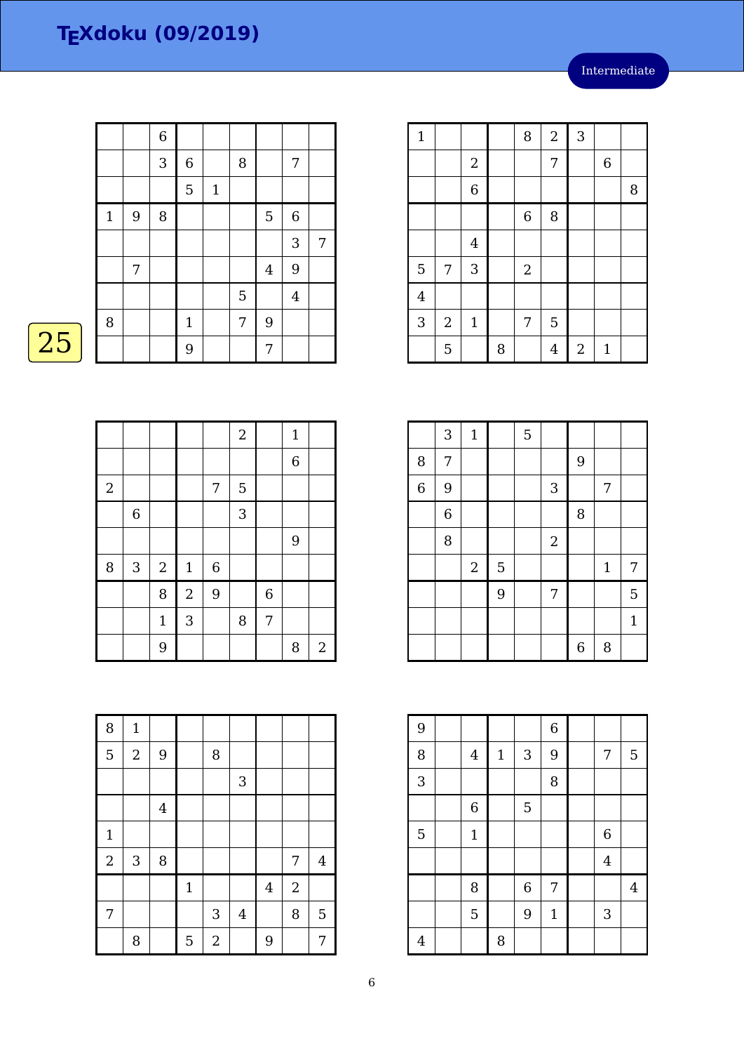# TEXdoku (09/2019)

Intermediate

25

| | | | | | | | | |
|---|---|---|---|---|---|---|---|---|
| | | 6 | | | | | | |
| | | 3 | 6 | | 8 | | 7 | |
| | | | 5 | 1 | | | | |
| 1 | 9 | 8 | | | | 5 | 6 | |
| | | | | | | | 3 | 7 |
| | 7 | | | | | 4 | 9 | |
| | | | | | 5 | | 4 | |
| 8 | | | 1 | | 7 | 9 | | |
| | | | 9 | | | 7 | | |

| | | | | | | | | |
|---|---|---|---|---|---|---|---|---|
| 1 | | | | 8 | 2 | 3 | | |
| | | 2 | | | 7 | | 6 | |
| | | 6 | | | | | | 8 |
| | | | | 6 | 8 | | | |
| | | 4 | | | | | | |
| 5 | 7 | 3 | | 2 | | | | |
| 4 | | | | | | | | |
| 3 | 2 | 1 | | 7 | 5 | | | |
| | 5 | | 8 | | 4 | 2 | 1 | |

| | | | | | | | | |
|---|---|---|---|---|---|---|---|---|
| | | | | | 2 | | 1 | |
| | | | | | | | 6 | |
| 2 | | | | 7 | 5 | | | |
| | 6 | | | | 3 | | | |
| | | | | | | | 9 | |
| 8 | 3 | 2 | 1 | 6 | | | | |
| | | 8 | 2 | 9 | | 6 | | |
| | | 1 | 3 | | 8 | 7 | | |
| | | 9 | | | | | 8 | 2 |

| | | | | | | | | |
|---|---|---|---|---|---|---|---|---|
| | 3 | 1 | | 5 | | | | |
| 8 | 7 | | | | | 9 | | |
| 6 | 9 | | | | 3 | | 7 | |
| | 6 | | | | | 8 | | |
| | 8 | | | | 2 | | | |
| | | 2 | 5 | | | | 1 | 7 |
| | | | 9 | | 7 | | | 5 |
| | | | | | | | | 1 |
| | | | | | | 6 | 8 | |

| | | | | | | | | |
|---|---|---|---|---|---|---|---|---|
| 8 | 1 | | | | | | | |
| 5 | 2 | 9 | | 8 | | | | |
| | | | | | 3 | | | |
| | | 4 | | | | | | |
| 1 | | | | | | | | |
| 2 | 3 | 8 | | | | | 7 | 4 |
| | | | 1 | | | 4 | 2 | |
| 7 | | | | 3 | 4 | | 8 | 5 |
| | 8 | | 5 | 2 | | 9 | | 7 |

| | | | | | | | | |
|---|---|---|---|---|---|---|---|---|
| 9 | | | | | 6 | | | |
| 8 | | 4 | 1 | 3 | 9 | | 7 | 5 |
| 3 | | | | | 8 | | | |
| | | 6 | | 5 | | | | |
| 5 | | 1 | | | | | 6 | |
| | | | | | | | 4 | |
| | | 8 | | 6 | 7 | | | 4 |
| | | 5 | | 9 | 1 | | 3 | |
| 4 | | | 8 | | | | | |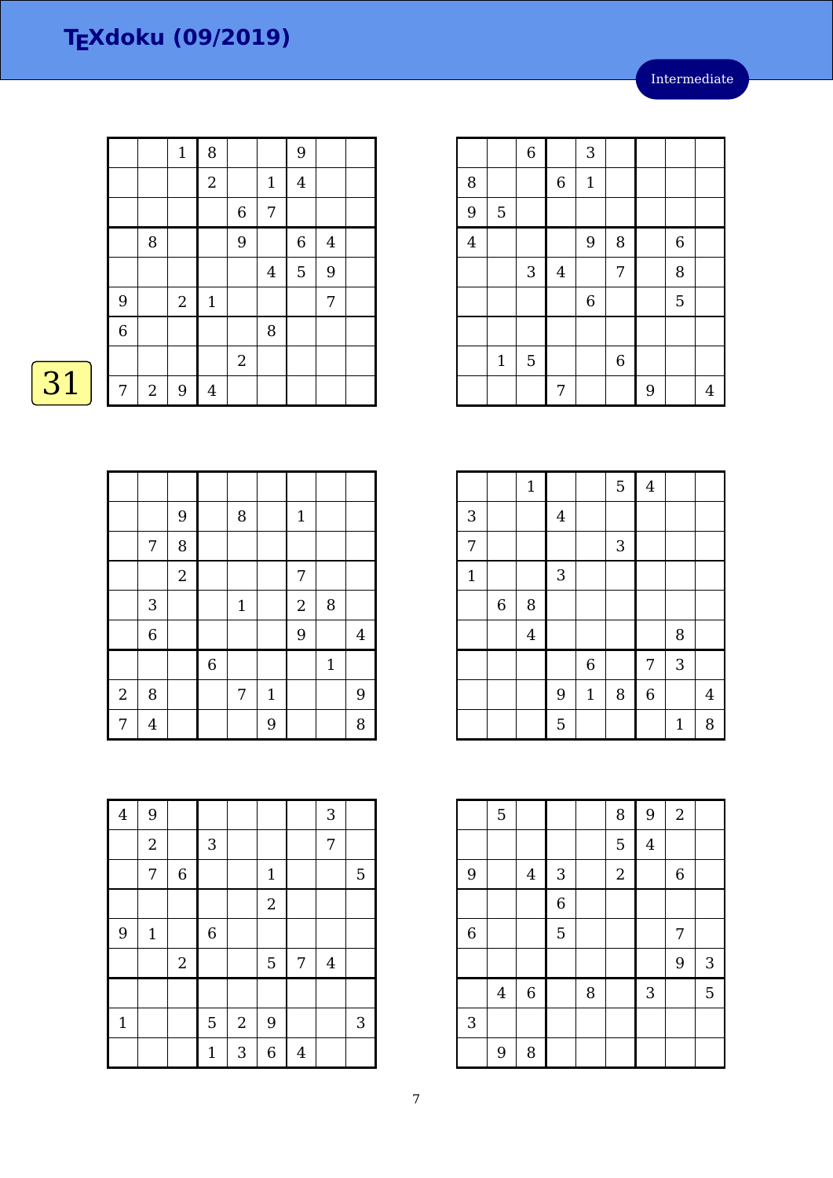# TEXdoku (09/2019)

Intermediate

31

| | | | | | | | | |
|---|---|---|---|---|---|---|---|---|
| | | 1 | 8 | | | 9 | | |
| | | | 2 | | 1 | 4 | | |
| | | | | 6 | 7 | | | |
| | 8 | | | 9 | | 6 | 4 | |
| | | | | | 4 | 5 | 9 | |
| 9 | | 2 | 1 | | | | 7 | |
| 6 | | | | | 8 | | | |
| | | | | 2 | | | | |
| 7 | 2 | 9 | 4 | | | | | |

| | | | | | | | | |
|---|---|---|---|---|---|---|---|---|
| | | 6 | | 3 | | | | |
| 8 | | | 6 | 1 | | | | |
| 9 | 5 | | | | | | | |
| 4 | | | | 9 | 8 | | 6 | |
| | | 3 | 4 | | 7 | | 8 | |
| | | | | 6 | | | 5 | |
| | | | | | | | | |
| | 1 | 5 | | | 6 | | | |
| | | | 7 | | | 9 | | 4 |

| | | | | | | | | |
|---|---|---|---|---|---|---|---|---|
| | | | | | | | | |
| | | 9 | | 8 | | 1 | | |
| | 7 | 8 | | | | | | |
| | | 2 | | | | 7 | | |
| | 3 | | | 1 | | 2 | 8 | |
| | 6 | | | | | 9 | | 4 |
| | | | 6 | | | | 1 | |
| 2 | 8 | | | 7 | 1 | | | 9 |
| 7 | 4 | | | | 9 | | | 8 |

| | | | | | | | | |
|---|---|---|---|---|---|---|---|---|
| | | 1 | | | 5 | 4 | | |
| 3 | | | 4 | | | | | |
| 7 | | | | | 3 | | | |
| 1 | | | 3 | | | | | |
| | 6 | 8 | | | | | | |
| | | 4 | | | | | 8 | |
| | | | | 6 | | 7 | 3 | |
| | | | 9 | 1 | 8 | 6 | | 4 |
| | | | 5 | | | | 1 | 8 |

| | | | | | | | | |
|---|---|---|---|---|---|---|---|---|
| 4 | 9 | | | | | | 3 | |
| | 2 | | 3 | | | | 7 | |
| | 7 | 6 | | | 1 | | | 5 |
| | | | | | 2 | | | |
| 9 | 1 | | 6 | | | | | |
| | | 2 | | | 5 | 7 | 4 | |
| | | | | | | | | |
| 1 | | | 5 | 2 | 9 | | | 3 |
| | | | 1 | 3 | 6 | 4 | | |

| | | | | | | | | |
|---|---|---|---|---|---|---|---|---|
| | 5 | | | | 8 | 9 | 2 | |
| | | | | | 5 | 4 | | |
| 9 | | 4 | 3 | | 2 | | 6 | |
| | | | 6 | | | | | |
| 6 | | | 5 | | | | 7 | |
| | | | | | | | 9 | 3 |
| | 4 | 6 | | 8 | | 3 | | 5 |
| 3 | | | | | | | | |
| | 9 | 8 | | | | | | |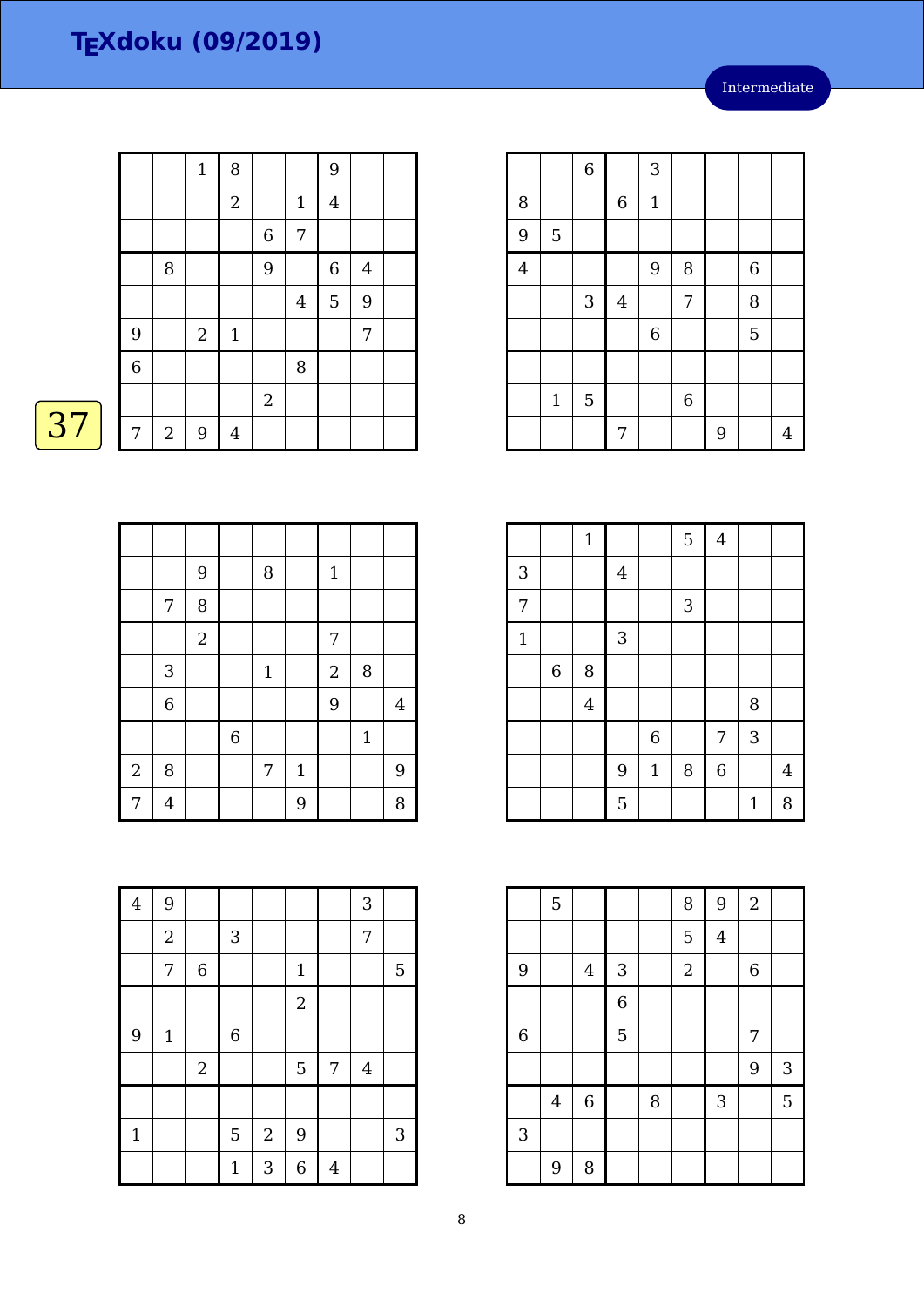# TEXdoku (09/2019)

Intermediate

37

| | | | | | | | | |
|---|---|---|---|---|---|---|---|---|
| | | 1 | 8 | | | 9 | | |
| | | | 2 | | 1 | 4 | | |
| | | | | 6 | 7 | | | |
| | 8 | | | 9 | | 6 | 4 | |
| | | | | | 4 | 5 | 9 | |
| 9 | | 2 | 1 | | | | 7 | |
| 6 | | | | | 8 | | | |
| | | | | 2 | | | | |
| 7 | 2 | 9 | 4 | | | | | |

| | | | | | | | | |
|---|---|---|---|---|---|---|---|---|
| | | 6 | | 3 | | | | |
| 8 | | | 6 | 1 | | | | |
| 9 | 5 | | | | | | | |
| 4 | | | | 9 | 8 | | 6 | |
| | | 3 | 4 | | 7 | | 8 | |
| | | | | 6 | | | 5 | |
| | | | | | | | | |
| | 1 | 5 | | | 6 | | | |
| | | | 7 | | | 9 | | 4 |

| | | | | | | | | |
|---|---|---|---|---|---|---|---|---|
| | | | | | | | | |
| | | 9 | | 8 | | 1 | | |
| | 7 | 8 | | | | | | |
| | | 2 | | | | 7 | | |
| | 3 | | | 1 | | 2 | 8 | |
| | 6 | | | | | 9 | | 4 |
| | | | 6 | | | | 1 | |
| 2 | 8 | | | 7 | 1 | | | 9 |
| 7 | 4 | | | | 9 | | | 8 |

| | | | | | | | | |
|---|---|---|---|---|---|---|---|---|
| | | 1 | | | 5 | 4 | | |
| 3 | | | 4 | | | | | |
| 7 | | | | | 3 | | | |
| 1 | | | 3 | | | | | |
| | 6 | 8 | | | | | | |
| | | 4 | | | | | 8 | |
| | | | | 6 | | 7 | 3 | |
| | | | 9 | 1 | 8 | 6 | | 4 |
| | | | 5 | | | | 1 | 8 |

| | | | | | | | | |
|---|---|---|---|---|---|---|---|---|
| 4 | 9 | | | | | | 3 | |
| | 2 | | 3 | | | | 7 | |
| | 7 | 6 | | | 1 | | | 5 |
| | | | | | 2 | | | |
| 9 | 1 | | 6 | | | | | |
| | | 2 | | | 5 | 7 | 4 | |
| | | | | | | | | |
| 1 | | | 5 | 2 | 9 | | | 3 |
| | | | 1 | 3 | 6 | 4 | | |

| | | | | | | | | |
|---|---|---|---|---|---|---|---|---|
| | 5 | | | | 8 | 9 | 2 | |
| | | | | | 5 | 4 | | |
| 9 | | 4 | 3 | | 2 | | 6 | |
| | | | 6 | | | | | |
| 6 | | | 5 | | | | 7 | |
| | | | | | | | 9 | 3 |
| | 4 | 6 | | 8 | | 3 | | 5 |
| 3 | | | | | | | | |
| | 9 | 8 | | | | | | |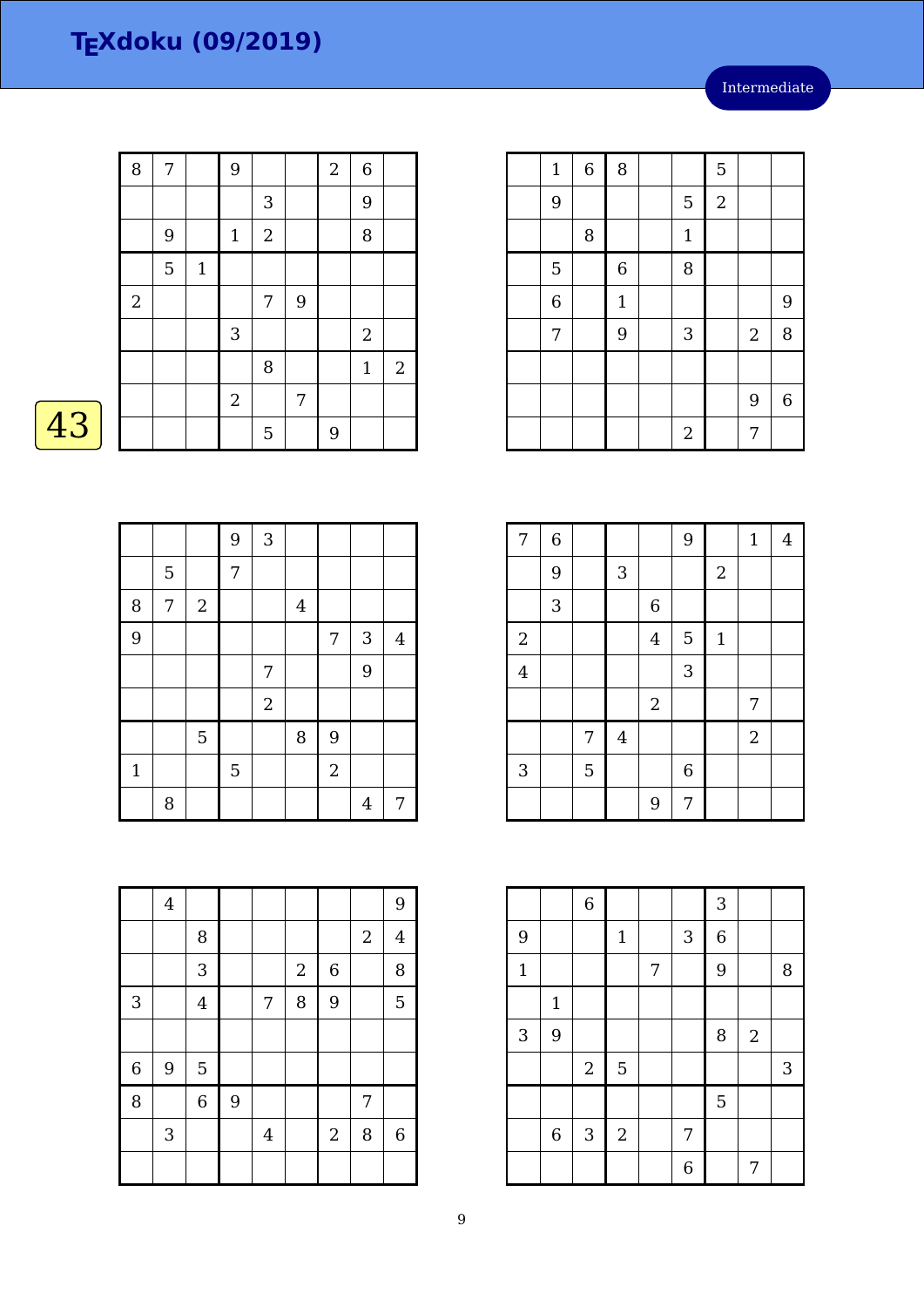# TEXdoku (09/2019)

Intermediate

43

| | | | | | | | | |
|---|---|---|---|---|---|---|---|---|
| 8 | 7 | | 9 | | | 2 | 6 | |
| | | | | 3 | | | 9 | |
| | 9 | | 1 | 2 | | | 8 | |
| | 5 | 1 | | | | | | |
| 2 | | | | 7 | 9 | | | |
| | | | 3 | | | | 2 | |
| | | | | 8 | | | 1 | 2 |
| | | | 2 | | 7 | | | |
| | | | | 5 | | 9 | | |

| | | | | | | | | |
|---|---|---|---|---|---|---|---|---|
| | 1 | 6 | 8 | | | 5 | | |
| | 9 | | | | 5 | 2 | | |
| | | 8 | | | 1 | | | |
| | 5 | | 6 | | 8 | | | |
| | 6 | | 1 | | | | | 9 |
| | 7 | | 9 | | 3 | | 2 | 8 |
| | | | | | | | | |
| | | | | | | | 9 | 6 |
| | | | | | 2 | | 7 | |

| | | | | | | | | |
|---|---|---|---|---|---|---|---|---|
| | | | 9 | 3 | | | | |
| | 5 | | 7 | | | | | |
| 8 | 7 | 2 | | | 4 | | | |
| 9 | | | | | | 7 | 3 | 4 |
| | | | | 7 | | | 9 | |
| | | | | 2 | | | | |
| | | 5 | | | 8 | 9 | | |
| 1 | | | 5 | | | 2 | | |
| | 8 | | | | | | 4 | 7 |

| | | | | | | | | |
|---|---|---|---|---|---|---|---|---|
| 7 | 6 | | | | 9 | | 1 | 4 |
| | 9 | | 3 | | | 2 | | |
| | 3 | | | 6 | | | | |
| 2 | | | | 4 | 5 | 1 | | |
| 4 | | | | | 3 | | | |
| | | | | 2 | | | 7 | |
| | | 7 | 4 | | | | 2 | |
| 3 | | 5 | | | 6 | | | |
| | | | | 9 | 7 | | | |

| | | | | | | | | |
|---|---|---|---|---|---|---|---|---|
| | 4 | | | | | | | 9 |
| | | 8 | | | | | 2 | 4 |
| | | 3 | | | 2 | 6 | | 8 |
| 3 | | 4 | | 7 | 8 | 9 | | 5 |
| | | | | | | | | |
| 6 | 9 | 5 | | | | | | |
| 8 | | 6 | 9 | | | | 7 | |
| | 3 | | | 4 | | 2 | 8 | 6 |
| | | | | | | | | |

| | | | | | | | | |
|---|---|---|---|---|---|---|---|---|
| | | 6 | | | | 3 | | |
| 9 | | | 1 | | 3 | 6 | | |
| 1 | | | | 7 | | 9 | | 8 |
| | 1 | | | | | | | |
| 3 | 9 | | | | | 8 | 2 | |
| | | 2 | 5 | | | | | 3 |
| | | | | | | 5 | | |
| | 6 | 3 | 2 | | 7 | | | |
| | | | | | 6 | | 7 | |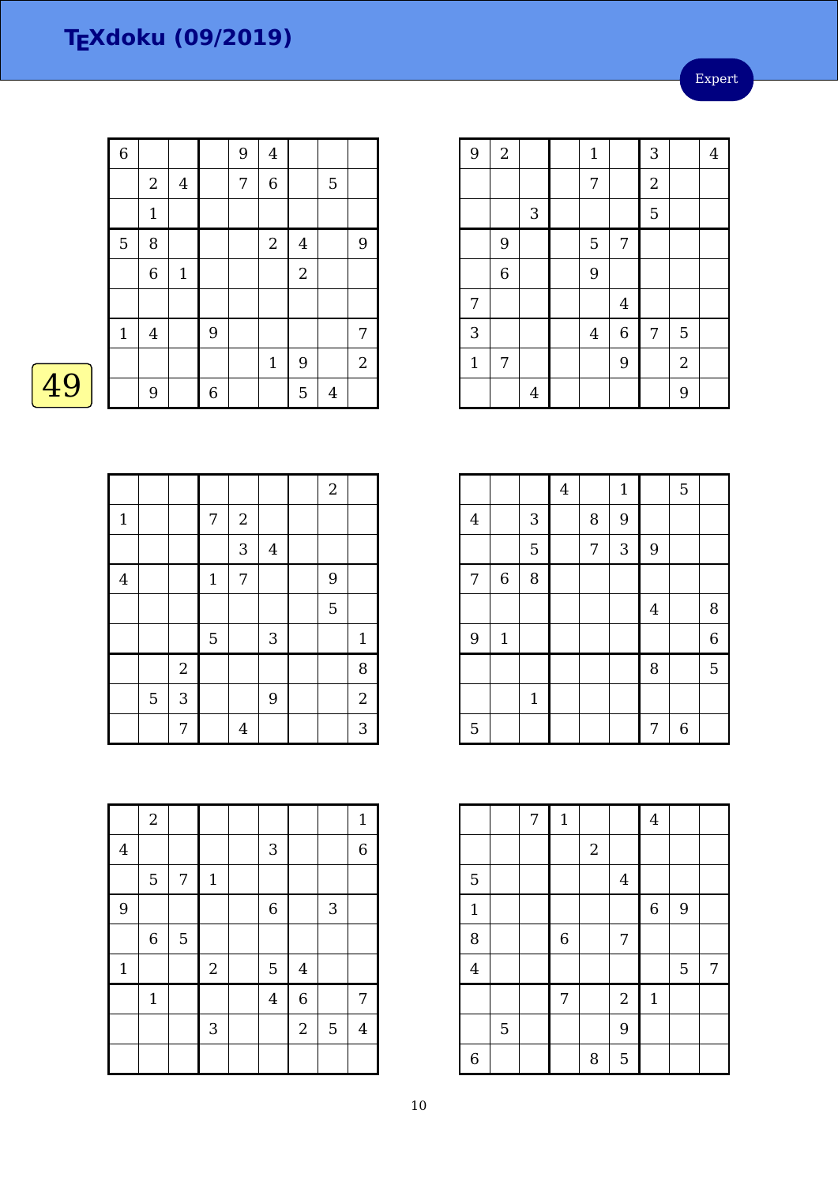# TEXdoku (09/2019)

Expert

49

| | | | | | | | | |
|---|---|---|---|---|---|---|---|---|
| 6 | | | | 9 | 4 | | | |
| | 2 | 4 | | 7 | 6 | | 5 | |
| | 1 | | | | | | | |
| 5 | 8 | | | | 2 | 4 | | 9 |
| | 6 | 1 | | | | 2 | | |
| | | | | | | | | |
| 1 | 4 | | 9 | | | | | 7 |
| | | | | | 1 | 9 | | 2 |
| | 9 | | 6 | | | 5 | 4 | |

| | | | | | | | | |
|---|---|---|---|---|---|---|---|---|
| 9 | 2 | | | 1 | | 3 | | 4 |
| | | | | 7 | | 2 | | |
| | | 3 | | | | 5 | | |
| | 9 | | | 5 | 7 | | | |
| | 6 | | | 9 | | | | |
| 7 | | | | | 4 | | | |
| 3 | | | | 4 | 6 | 7 | 5 | |
| 1 | 7 | | | | 9 | | 2 | |
| | | 4 | | | | | 9 | |

| | | | | | | | | |
|---|---|---|---|---|---|---|---|---|
| | | | | | | | 2 | |
| 1 | | | 7 | 2 | | | | |
| | | | | 3 | 4 | | | |
| 4 | | | 1 | 7 | | | 9 | |
| | | | | | | | 5 | |
| | | | 5 | | 3 | | | 1 |
| | | 2 | | | | | | 8 |
| | 5 | 3 | | | 9 | | | 2 |
| | | 7 | | 4 | | | | 3 |

| | | | | | | | | |
|---|---|---|---|---|---|---|---|---|
| | | | 4 | | 1 | | 5 | |
| 4 | | 3 | | 8 | 9 | | | |
| | | 5 | | 7 | 3 | 9 | | |
| 7 | 6 | 8 | | | | | | |
| | | | | | | 4 | | 8 |
| 9 | 1 | | | | | | | 6 |
| | | | | | | 8 | | 5 |
| | | 1 | | | | | | |
| 5 | | | | | | 7 | 6 | |

| | | | | | | | | |
|---|---|---|---|---|---|---|---|---|
| | 2 | | | | | | | 1 |
| 4 | | | | | 3 | | | 6 |
| | 5 | 7 | 1 | | | | | |
| 9 | | | | | 6 | | 3 | |
| | 6 | 5 | | | | | | |
| 1 | | | 2 | | 5 | 4 | | |
| | 1 | | | | 4 | 6 | | 7 |
| | | | 3 | | | 2 | 5 | 4 |
| | | | | | | | | |

| | | | | | | | | |
|---|---|---|---|---|---|---|---|---|
| | | 7 | 1 | | | 4 | | |
| | | | | 2 | | | | |
| 5 | | | | | 4 | | | |
| 1 | | | | | | 6 | 9 | |
| 8 | | | 6 | | 7 | | | |
| 4 | | | | | | | 5 | 7 |
| | | | 7 | | 2 | 1 | | |
| | 5 | | | | 9 | | | |
| 6 | | | | 8 | 5 | | | |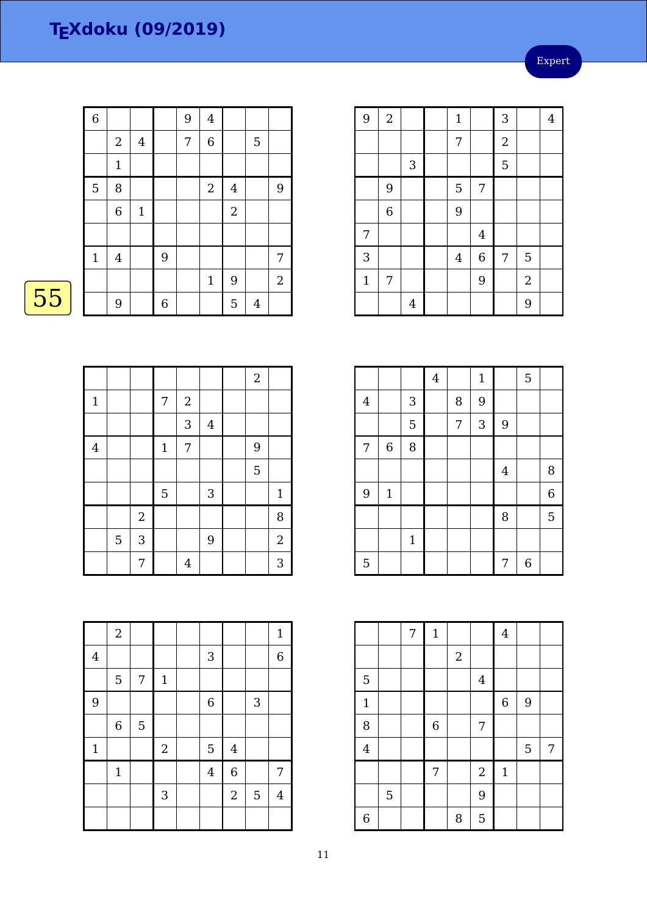# TEXdoku (09/2019)

Expert

55

| | | | | | | | | |
|---|---|---|---|---|---|---|---|---|
| 6 | | | | 9 | 4 | | | |
| | 2 | 4 | | 7 | 6 | | 5 | |
| | 1 | | | | | | | |
| 5 | 8 | | | | 2 | 4 | | 9 |
| | 6 | 1 | | | | 2 | | |
| | | | | | | | | |
| 1 | 4 | | 9 | | | | | 7 |
| | | | | | 1 | 9 | | 2 |
| | 9 | | 6 | | | 5 | 4 | |

| | | | | | | | | |
|---|---|---|---|---|---|---|---|---|
| 9 | 2 | | | 1 | | 3 | | 4 |
| | | | | 7 | | 2 | | |
| | | 3 | | | | 5 | | |
| | 9 | | | 5 | 7 | | | |
| | 6 | | | 9 | | | | |
| 7 | | | | | 4 | | | |
| 3 | | | | 4 | 6 | 7 | 5 | |
| 1 | 7 | | | | 9 | | 2 | |
| | | 4 | | | | | 9 | |

| | | | | | | | | |
|---|---|---|---|---|---|---|---|---|
| | | | | | | | 2 | |
| 1 | | | 7 | 2 | | | | |
| | | | | 3 | 4 | | | |
| 4 | | | 1 | 7 | | | 9 | |
| | | | | | | | 5 | |
| | | | 5 | | 3 | | | 1 |
| | | 2 | | | | | | 8 |
| | 5 | 3 | | | 9 | | | 2 |
| | | 7 | | 4 | | | | 3 |

| | | | | | | | | |
|---|---|---|---|---|---|---|---|---|
| | | | 4 | | 1 | | 5 | |
| 4 | | 3 | | 8 | 9 | | | |
| | | 5 | | 7 | 3 | 9 | | |
| 7 | 6 | 8 | | | | | | |
| | | | | | | 4 | | 8 |
| 9 | 1 | | | | | | | 6 |
| | | | | | | 8 | | 5 |
| | | 1 | | | | | | |
| 5 | | | | | | 7 | 6 | |

| | | | | | | | | |
|---|---|---|---|---|---|---|---|---|
| | 2 | | | | | | | 1 |
| 4 | | | | | 3 | | | 6 |
| | 5 | 7 | 1 | | | | | |
| 9 | | | | | 6 | | 3 | |
| | 6 | 5 | | | | | | |
| 1 | | | 2 | | 5 | 4 | | |
| | 1 | | | | 4 | 6 | | 7 |
| | | | 3 | | | 2 | 5 | 4 |
| | | | | | | | | |

| | | | | | | | | |
|---|---|---|---|---|---|---|---|---|
| | | 7 | 1 | | | 4 | | |
| | | | | 2 | | | | |
| 5 | | | | | 4 | | | |
| 1 | | | | | | 6 | 9 | |
| 8 | | | 6 | | 7 | | | |
| 4 | | | | | | | 5 | 7 |
| | | | 7 | | 2 | 1 | | |
| | 5 | | | | 9 | | | |
| 6 | | | | 8 | 5 | | | |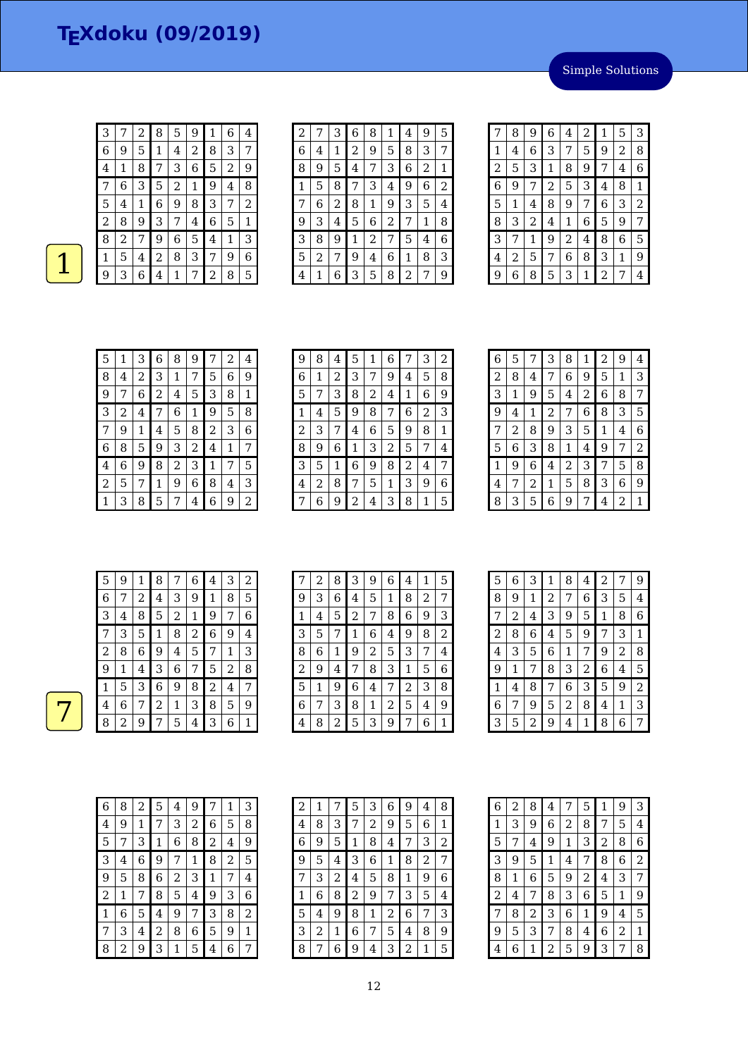# TEXdoku (09/2019)

Simple Solutions

1

| 3 | 7 | 2 | 8 | 5 | 9 | 1 | 6 | 4 |
|---|---|---|---|---|---|---|---|---|
| 6 | 9 | 5 | 1 | 4 | 2 | 8 | 3 | 7 |
| 4 | 1 | 8 | 7 | 3 | 6 | 5 | 2 | 9 |
| 7 | 6 | 3 | 5 | 2 | 1 | 9 | 4 | 8 |
| 5 | 4 | 1 | 6 | 9 | 8 | 3 | 7 | 2 |
| 2 | 8 | 9 | 3 | 7 | 4 | 6 | 5 | 1 |
| 8 | 2 | 7 | 9 | 6 | 5 | 4 | 1 | 3 |
| 1 | 5 | 4 | 2 | 8 | 3 | 7 | 9 | 6 |
| 9 | 3 | 6 | 4 | 1 | 7 | 2 | 8 | 5 |

| 2 | 7 | 3 | 6 | 8 | 1 | 4 | 9 | 5 |
|---|---|---|---|---|---|---|---|---|
| 6 | 4 | 1 | 2 | 9 | 5 | 8 | 3 | 7 |
| 8 | 9 | 5 | 4 | 7 | 3 | 6 | 2 | 1 |
| 1 | 5 | 8 | 7 | 3 | 4 | 9 | 6 | 2 |
| 7 | 6 | 2 | 8 | 1 | 9 | 3 | 5 | 4 |
| 9 | 3 | 4 | 5 | 6 | 2 | 7 | 1 | 8 |
| 3 | 8 | 9 | 1 | 2 | 7 | 5 | 4 | 6 |
| 5 | 2 | 7 | 9 | 4 | 6 | 1 | 8 | 3 |
| 4 | 1 | 6 | 3 | 5 | 8 | 2 | 7 | 9 |

| 7 | 8 | 9 | 6 | 4 | 2 | 1 | 5 | 3 |
|---|---|---|---|---|---|---|---|---|
| 1 | 4 | 6 | 3 | 7 | 5 | 9 | 2 | 8 |
| 2 | 5 | 3 | 1 | 8 | 9 | 7 | 4 | 6 |
| 6 | 9 | 7 | 2 | 5 | 3 | 4 | 8 | 1 |
| 5 | 1 | 4 | 8 | 9 | 7 | 6 | 3 | 2 |
| 8 | 3 | 2 | 4 | 1 | 6 | 5 | 9 | 7 |
| 3 | 7 | 1 | 9 | 2 | 4 | 8 | 6 | 5 |
| 4 | 2 | 5 | 7 | 6 | 8 | 3 | 1 | 9 |
| 9 | 6 | 8 | 5 | 3 | 1 | 2 | 7 | 4 |

| 5 | 1 | 3 | 6 | 8 | 9 | 7 | 2 | 4 |
|---|---|---|---|---|---|---|---|---|
| 8 | 4 | 2 | 3 | 1 | 7 | 5 | 6 | 9 |
| 9 | 7 | 6 | 2 | 4 | 5 | 3 | 8 | 1 |
| 3 | 2 | 4 | 7 | 6 | 1 | 9 | 5 | 8 |
| 7 | 9 | 1 | 4 | 5 | 8 | 2 | 3 | 6 |
| 6 | 8 | 5 | 9 | 3 | 2 | 4 | 1 | 7 |
| 4 | 6 | 9 | 8 | 2 | 3 | 1 | 7 | 5 |
| 2 | 5 | 7 | 1 | 9 | 6 | 8 | 4 | 3 |
| 1 | 3 | 8 | 5 | 7 | 4 | 6 | 9 | 2 |

| 9 | 8 | 4 | 5 | 1 | 6 | 7 | 3 | 2 |
|---|---|---|---|---|---|---|---|---|
| 6 | 1 | 2 | 3 | 7 | 9 | 4 | 5 | 8 |
| 5 | 7 | 3 | 8 | 2 | 4 | 1 | 6 | 9 |
| 1 | 4 | 5 | 9 | 8 | 7 | 6 | 2 | 3 |
| 2 | 3 | 7 | 4 | 6 | 5 | 9 | 8 | 1 |
| 8 | 9 | 6 | 1 | 3 | 2 | 5 | 7 | 4 |
| 3 | 5 | 1 | 6 | 9 | 8 | 2 | 4 | 7 |
| 4 | 2 | 8 | 7 | 5 | 1 | 3 | 9 | 6 |
| 7 | 6 | 9 | 2 | 4 | 3 | 8 | 1 | 5 |

| 6 | 5 | 7 | 3 | 8 | 1 | 2 | 9 | 4 |
|---|---|---|---|---|---|---|---|---|
| 2 | 8 | 4 | 7 | 6 | 9 | 5 | 1 | 3 |
| 3 | 1 | 9 | 5 | 4 | 2 | 6 | 8 | 7 |
| 9 | 4 | 1 | 2 | 7 | 6 | 8 | 3 | 5 |
| 7 | 2 | 8 | 9 | 3 | 5 | 1 | 4 | 6 |
| 5 | 6 | 3 | 8 | 1 | 4 | 9 | 7 | 2 |
| 1 | 9 | 6 | 4 | 2 | 3 | 7 | 5 | 8 |
| 4 | 7 | 2 | 1 | 5 | 8 | 3 | 6 | 9 |
| 8 | 3 | 5 | 6 | 9 | 7 | 4 | 2 | 1 |

7

| 5 | 9 | 1 | 8 | 7 | 6 | 4 | 3 | 2 |
|---|---|---|---|---|---|---|---|---|
| 6 | 7 | 2 | 4 | 3 | 9 | 1 | 8 | 5 |
| 3 | 4 | 8 | 5 | 2 | 1 | 9 | 7 | 6 |
| 7 | 3 | 5 | 1 | 8 | 2 | 6 | 9 | 4 |
| 2 | 8 | 6 | 9 | 4 | 5 | 7 | 1 | 3 |
| 9 | 1 | 4 | 3 | 6 | 7 | 5 | 2 | 8 |
| 1 | 5 | 3 | 6 | 9 | 8 | 2 | 4 | 7 |
| 4 | 6 | 7 | 2 | 1 | 3 | 8 | 5 | 9 |
| 8 | 2 | 9 | 7 | 5 | 4 | 3 | 6 | 1 |

| 7 | 2 | 8 | 3 | 9 | 6 | 4 | 1 | 5 |
|---|---|---|---|---|---|---|---|---|
| 9 | 3 | 6 | 4 | 5 | 1 | 8 | 2 | 7 |
| 1 | 4 | 5 | 2 | 7 | 8 | 6 | 9 | 3 |
| 3 | 5 | 7 | 1 | 6 | 4 | 9 | 8 | 2 |
| 8 | 6 | 1 | 9 | 2 | 5 | 3 | 7 | 4 |
| 2 | 9 | 4 | 7 | 8 | 3 | 1 | 5 | 6 |
| 5 | 1 | 9 | 6 | 4 | 7 | 2 | 3 | 8 |
| 6 | 7 | 3 | 8 | 1 | 2 | 5 | 4 | 9 |
| 4 | 8 | 2 | 5 | 3 | 9 | 7 | 6 | 1 |

| 5 | 6 | 3 | 1 | 8 | 4 | 2 | 7 | 9 |
|---|---|---|---|---|---|---|---|---|
| 8 | 9 | 1 | 2 | 7 | 6 | 3 | 5 | 4 |
| 7 | 2 | 4 | 3 | 9 | 5 | 1 | 8 | 6 |
| 2 | 8 | 6 | 4 | 5 | 9 | 7 | 3 | 1 |
| 4 | 3 | 5 | 6 | 1 | 7 | 9 | 2 | 8 |
| 9 | 1 | 7 | 8 | 3 | 2 | 6 | 4 | 5 |
| 1 | 4 | 8 | 7 | 6 | 3 | 5 | 9 | 2 |
| 6 | 7 | 9 | 5 | 2 | 8 | 4 | 1 | 3 |
| 3 | 5 | 2 | 9 | 4 | 1 | 8 | 6 | 7 |

| 6 | 8 | 2 | 5 | 4 | 9 | 7 | 1 | 3 |
|---|---|---|---|---|---|---|---|---|
| 4 | 9 | 1 | 7 | 3 | 2 | 6 | 5 | 8 |
| 5 | 7 | 3 | 1 | 6 | 8 | 2 | 4 | 9 |
| 3 | 4 | 6 | 9 | 7 | 1 | 8 | 2 | 5 |
| 9 | 5 | 8 | 6 | 2 | 3 | 1 | 7 | 4 |
| 2 | 1 | 7 | 8 | 5 | 4 | 9 | 3 | 6 |
| 1 | 6 | 5 | 4 | 9 | 7 | 3 | 8 | 2 |
| 7 | 3 | 4 | 2 | 8 | 6 | 5 | 9 | 1 |
| 8 | 2 | 9 | 3 | 1 | 5 | 4 | 6 | 7 |

| 2 | 1 | 7 | 5 | 3 | 6 | 9 | 4 | 8 |
|---|---|---|---|---|---|---|---|---|
| 4 | 8 | 3 | 7 | 2 | 9 | 5 | 6 | 1 |
| 6 | 9 | 5 | 1 | 8 | 4 | 7 | 3 | 2 |
| 9 | 5 | 4 | 3 | 6 | 1 | 8 | 2 | 7 |
| 7 | 3 | 2 | 4 | 5 | 8 | 1 | 9 | 6 |
| 1 | 6 | 8 | 2 | 9 | 7 | 3 | 5 | 4 |
| 5 | 4 | 9 | 8 | 1 | 2 | 6 | 7 | 3 |
| 3 | 2 | 1 | 6 | 7 | 5 | 4 | 8 | 9 |
| 8 | 7 | 6 | 9 | 4 | 3 | 2 | 1 | 5 |

| 6 | 2 | 8 | 4 | 7 | 5 | 1 | 9 | 3 |
|---|---|---|---|---|---|---|---|---|
| 1 | 3 | 9 | 6 | 2 | 8 | 7 | 5 | 4 |
| 5 | 7 | 4 | 9 | 1 | 3 | 2 | 8 | 6 |
| 3 | 9 | 5 | 1 | 4 | 7 | 8 | 6 | 2 |
| 8 | 1 | 6 | 5 | 9 | 2 | 4 | 3 | 7 |
| 2 | 4 | 7 | 8 | 3 | 6 | 5 | 1 | 9 |
| 7 | 8 | 2 | 3 | 6 | 1 | 9 | 4 | 5 |
| 9 | 5 | 3 | 7 | 8 | 4 | 6 | 2 | 1 |
| 4 | 6 | 1 | 2 | 5 | 9 | 3 | 7 | 8 |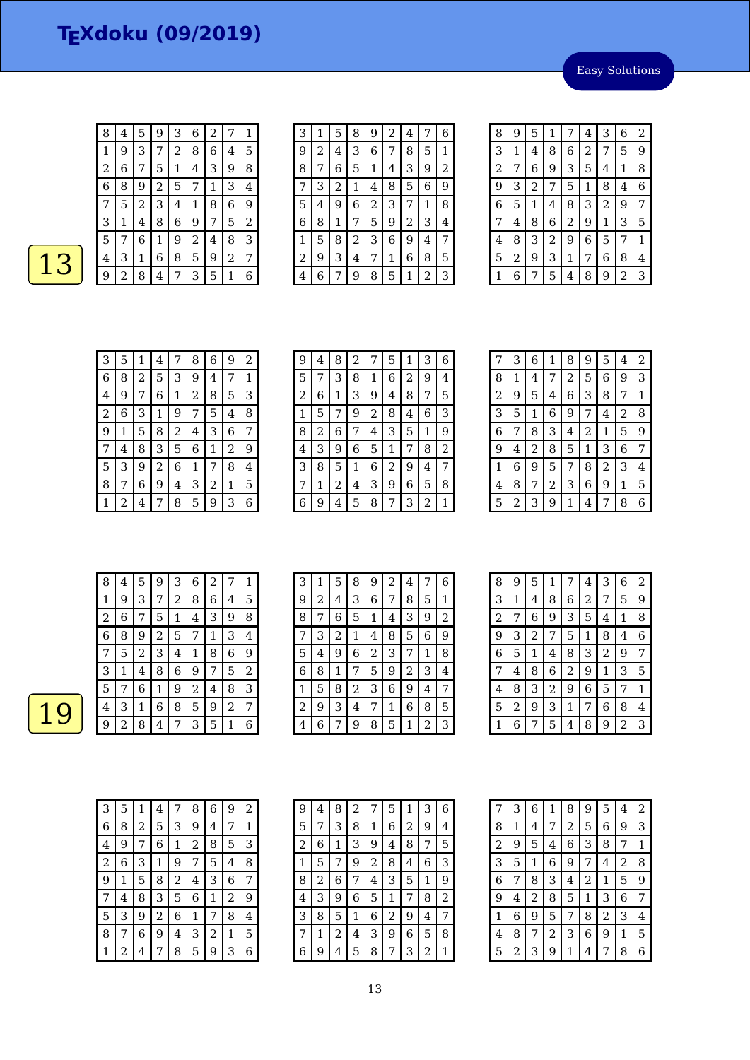# TEXdoku (09/2019)

Easy Solutions

## 13

| 8 | 4 | 5 | 9 | 3 | 6 | 2 | 7 | 1 |
|---|---|---|---|---|---|---|---|---|
| 1 | 9 | 3 | 7 | 2 | 8 | 6 | 4 | 5 |
| 2 | 6 | 7 | 5 | 1 | 4 | 3 | 9 | 8 |
| 6 | 8 | 9 | 2 | 5 | 7 | 1 | 3 | 4 |
| 7 | 5 | 2 | 3 | 4 | 1 | 8 | 6 | 9 |
| 3 | 1 | 4 | 8 | 6 | 9 | 7 | 5 | 2 |
| 5 | 7 | 6 | 1 | 9 | 2 | 4 | 8 | 3 |
| 4 | 3 | 1 | 6 | 8 | 5 | 9 | 2 | 7 |
| 9 | 2 | 8 | 4 | 7 | 3 | 5 | 1 | 6 |

| 3 | 1 | 5 | 8 | 9 | 2 | 4 | 7 | 6 |
|---|---|---|---|---|---|---|---|---|
| 9 | 2 | 4 | 3 | 6 | 7 | 8 | 5 | 1 |
| 8 | 7 | 6 | 5 | 1 | 4 | 3 | 9 | 2 |
| 7 | 3 | 2 | 1 | 4 | 8 | 5 | 6 | 9 |
| 5 | 4 | 9 | 6 | 2 | 3 | 7 | 1 | 8 |
| 6 | 8 | 1 | 7 | 5 | 9 | 2 | 3 | 4 |
| 1 | 5 | 8 | 2 | 3 | 6 | 9 | 4 | 7 |
| 2 | 9 | 3 | 4 | 7 | 1 | 6 | 8 | 5 |
| 4 | 6 | 7 | 9 | 8 | 5 | 1 | 2 | 3 |

| 8 | 9 | 5 | 1 | 7 | 4 | 3 | 6 | 2 |
|---|---|---|---|---|---|---|---|---|
| 3 | 1 | 4 | 8 | 6 | 2 | 7 | 5 | 9 |
| 2 | 7 | 6 | 9 | 3 | 5 | 4 | 1 | 8 |
| 9 | 3 | 2 | 7 | 5 | 1 | 8 | 4 | 6 |
| 6 | 5 | 1 | 4 | 8 | 3 | 2 | 9 | 7 |
| 7 | 4 | 8 | 6 | 2 | 9 | 1 | 3 | 5 |
| 4 | 8 | 3 | 2 | 9 | 6 | 5 | 7 | 1 |
| 5 | 2 | 9 | 3 | 1 | 7 | 6 | 8 | 4 |
| 1 | 6 | 7 | 5 | 4 | 8 | 9 | 2 | 3 |

| 3 | 5 | 1 | 4 | 7 | 8 | 6 | 9 | 2 |
|---|---|---|---|---|---|---|---|---|
| 6 | 8 | 2 | 5 | 3 | 9 | 4 | 7 | 1 |
| 4 | 9 | 7 | 6 | 1 | 2 | 8 | 5 | 3 |
| 2 | 6 | 3 | 1 | 9 | 7 | 5 | 4 | 8 |
| 9 | 1 | 5 | 8 | 2 | 4 | 3 | 6 | 7 |
| 7 | 4 | 8 | 3 | 5 | 6 | 1 | 2 | 9 |
| 5 | 3 | 9 | 2 | 6 | 1 | 7 | 8 | 4 |
| 8 | 7 | 6 | 9 | 4 | 3 | 2 | 1 | 5 |
| 1 | 2 | 4 | 7 | 8 | 5 | 9 | 3 | 6 |

| 9 | 4 | 8 | 2 | 7 | 5 | 1 | 3 | 6 |
|---|---|---|---|---|---|---|---|---|
| 5 | 7 | 3 | 8 | 1 | 6 | 2 | 9 | 4 |
| 2 | 6 | 1 | 3 | 9 | 4 | 8 | 7 | 5 |
| 1 | 5 | 7 | 9 | 2 | 8 | 4 | 6 | 3 |
| 8 | 2 | 6 | 7 | 4 | 3 | 5 | 1 | 9 |
| 4 | 3 | 9 | 6 | 5 | 1 | 7 | 8 | 2 |
| 3 | 8 | 5 | 1 | 6 | 2 | 9 | 4 | 7 |
| 7 | 1 | 2 | 4 | 3 | 9 | 6 | 5 | 8 |
| 6 | 9 | 4 | 5 | 8 | 7 | 3 | 2 | 1 |

| 7 | 3 | 6 | 1 | 8 | 9 | 5 | 4 | 2 |
|---|---|---|---|---|---|---|---|---|
| 8 | 1 | 4 | 7 | 2 | 5 | 6 | 9 | 3 |
| 2 | 9 | 5 | 4 | 6 | 3 | 8 | 7 | 1 |
| 3 | 5 | 1 | 6 | 9 | 7 | 4 | 2 | 8 |
| 6 | 7 | 8 | 3 | 4 | 2 | 1 | 5 | 9 |
| 9 | 4 | 2 | 8 | 5 | 1 | 3 | 6 | 7 |
| 1 | 6 | 9 | 5 | 7 | 8 | 2 | 3 | 4 |
| 4 | 8 | 7 | 2 | 3 | 6 | 9 | 1 | 5 |
| 5 | 2 | 3 | 9 | 1 | 4 | 7 | 8 | 6 |

## 19

| 8 | 4 | 5 | 9 | 3 | 6 | 2 | 7 | 1 |
|---|---|---|---|---|---|---|---|---|
| 1 | 9 | 3 | 7 | 2 | 8 | 6 | 4 | 5 |
| 2 | 6 | 7 | 5 | 1 | 4 | 3 | 9 | 8 |
| 6 | 8 | 9 | 2 | 5 | 7 | 1 | 3 | 4 |
| 7 | 5 | 2 | 3 | 4 | 1 | 8 | 6 | 9 |
| 3 | 1 | 4 | 8 | 6 | 9 | 7 | 5 | 2 |
| 5 | 7 | 6 | 1 | 9 | 2 | 4 | 8 | 3 |
| 4 | 3 | 1 | 6 | 8 | 5 | 9 | 2 | 7 |
| 9 | 2 | 8 | 4 | 7 | 3 | 5 | 1 | 6 |

| 3 | 1 | 5 | 8 | 9 | 2 | 4 | 7 | 6 |
|---|---|---|---|---|---|---|---|---|
| 9 | 2 | 4 | 3 | 6 | 7 | 8 | 5 | 1 |
| 8 | 7 | 6 | 5 | 1 | 4 | 3 | 9 | 2 |
| 7 | 3 | 2 | 1 | 4 | 8 | 5 | 6 | 9 |
| 5 | 4 | 9 | 6 | 2 | 3 | 7 | 1 | 8 |
| 6 | 8 | 1 | 7 | 5 | 9 | 2 | 3 | 4 |
| 1 | 5 | 8 | 2 | 3 | 6 | 9 | 4 | 7 |
| 2 | 9 | 3 | 4 | 7 | 1 | 6 | 8 | 5 |
| 4 | 6 | 7 | 9 | 8 | 5 | 1 | 2 | 3 |

| 8 | 9 | 5 | 1 | 7 | 4 | 3 | 6 | 2 |
|---|---|---|---|---|---|---|---|---|
| 3 | 1 | 4 | 8 | 6 | 2 | 7 | 5 | 9 |
| 2 | 7 | 6 | 9 | 3 | 5 | 4 | 1 | 8 |
| 9 | 3 | 2 | 7 | 5 | 1 | 8 | 4 | 6 |
| 6 | 5 | 1 | 4 | 8 | 3 | 2 | 9 | 7 |
| 7 | 4 | 8 | 6 | 2 | 9 | 1 | 3 | 5 |
| 4 | 8 | 3 | 2 | 9 | 6 | 5 | 7 | 1 |
| 5 | 2 | 9 | 3 | 1 | 7 | 6 | 8 | 4 |
| 1 | 6 | 7 | 5 | 4 | 8 | 9 | 2 | 3 |

| 3 | 5 | 1 | 4 | 7 | 8 | 6 | 9 | 2 |
|---|---|---|---|---|---|---|---|---|
| 6 | 8 | 2 | 5 | 3 | 9 | 4 | 7 | 1 |
| 4 | 9 | 7 | 6 | 1 | 2 | 8 | 5 | 3 |
| 2 | 6 | 3 | 1 | 9 | 7 | 5 | 4 | 8 |
| 9 | 1 | 5 | 8 | 2 | 4 | 3 | 6 | 7 |
| 7 | 4 | 8 | 3 | 5 | 6 | 1 | 2 | 9 |
| 5 | 3 | 9 | 2 | 6 | 1 | 7 | 8 | 4 |
| 8 | 7 | 6 | 9 | 4 | 3 | 2 | 1 | 5 |
| 1 | 2 | 4 | 7 | 8 | 5 | 9 | 3 | 6 |

| 9 | 4 | 8 | 2 | 7 | 5 | 1 | 3 | 6 |
|---|---|---|---|---|---|---|---|---|
| 5 | 7 | 3 | 8 | 1 | 6 | 2 | 9 | 4 |
| 2 | 6 | 1 | 3 | 9 | 4 | 8 | 7 | 5 |
| 1 | 5 | 7 | 9 | 2 | 8 | 4 | 6 | 3 |
| 8 | 2 | 6 | 7 | 4 | 3 | 5 | 1 | 9 |
| 4 | 3 | 9 | 6 | 5 | 1 | 7 | 8 | 2 |
| 3 | 8 | 5 | 1 | 6 | 2 | 9 | 4 | 7 |
| 7 | 1 | 2 | 4 | 3 | 9 | 6 | 5 | 8 |
| 6 | 9 | 4 | 5 | 8 | 7 | 3 | 2 | 1 |

| 7 | 3 | 6 | 1 | 8 | 9 | 5 | 4 | 2 |
|---|---|---|---|---|---|---|---|---|
| 8 | 1 | 4 | 7 | 2 | 5 | 6 | 9 | 3 |
| 2 | 9 | 5 | 4 | 6 | 3 | 8 | 7 | 1 |
| 3 | 5 | 1 | 6 | 9 | 7 | 4 | 2 | 8 |
| 6 | 7 | 8 | 3 | 4 | 2 | 1 | 5 | 9 |
| 9 | 4 | 2 | 8 | 5 | 1 | 3 | 6 | 7 |
| 1 | 6 | 9 | 5 | 7 | 8 | 2 | 3 | 4 |
| 4 | 8 | 7 | 2 | 3 | 6 | 9 | 1 | 5 |
| 5 | 2 | 3 | 9 | 1 | 4 | 7 | 8 | 6 |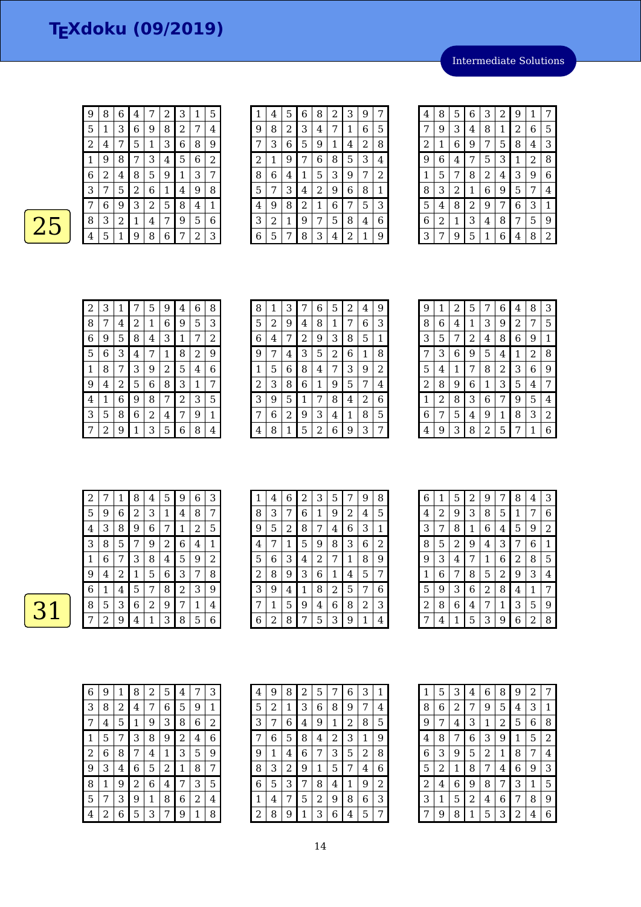# TEXdoku (09/2019)

Intermediate Solutions

**25**

| 9 | 8 | 6 | 4 | 7 | 2 | 3 | 1 | 5 |
|---|---|---|---|---|---|---|---|---|
| 5 | 1 | 3 | 6 | 9 | 8 | 2 | 7 | 4 |
| 2 | 4 | 7 | 5 | 1 | 3 | 6 | 8 | 9 |
| 1 | 9 | 8 | 7 | 3 | 4 | 5 | 6 | 2 |
| 6 | 2 | 4 | 8 | 5 | 9 | 1 | 3 | 7 |
| 3 | 7 | 5 | 2 | 6 | 1 | 4 | 9 | 8 |
| 7 | 6 | 9 | 3 | 2 | 5 | 8 | 4 | 1 |
| 8 | 3 | 2 | 1 | 4 | 7 | 9 | 5 | 6 |
| 4 | 5 | 1 | 9 | 8 | 6 | 7 | 2 | 3 |

| 1 | 4 | 5 | 6 | 8 | 2 | 3 | 9 | 7 |
|---|---|---|---|---|---|---|---|---|
| 9 | 8 | 2 | 3 | 4 | 7 | 1 | 6 | 5 |
| 7 | 3 | 6 | 5 | 9 | 1 | 4 | 2 | 8 |
| 2 | 1 | 9 | 7 | 6 | 8 | 5 | 3 | 4 |
| 8 | 6 | 4 | 1 | 5 | 3 | 9 | 7 | 2 |
| 5 | 7 | 3 | 4 | 2 | 9 | 6 | 8 | 1 |
| 4 | 9 | 8 | 2 | 1 | 6 | 7 | 5 | 3 |
| 3 | 2 | 1 | 9 | 7 | 5 | 8 | 4 | 6 |
| 6 | 5 | 7 | 8 | 3 | 4 | 2 | 1 | 9 |

| 4 | 8 | 5 | 6 | 3 | 2 | 9 | 1 | 7 |
|---|---|---|---|---|---|---|---|---|
| 7 | 9 | 3 | 4 | 8 | 1 | 2 | 6 | 5 |
| 2 | 1 | 6 | 9 | 7 | 5 | 8 | 4 | 3 |
| 9 | 6 | 4 | 7 | 5 | 3 | 1 | 2 | 8 |
| 1 | 5 | 7 | 8 | 2 | 4 | 3 | 9 | 6 |
| 8 | 3 | 2 | 1 | 6 | 9 | 5 | 7 | 4 |
| 5 | 4 | 8 | 2 | 9 | 7 | 6 | 3 | 1 |
| 6 | 2 | 1 | 3 | 4 | 8 | 7 | 5 | 9 |
| 3 | 7 | 9 | 5 | 1 | 6 | 4 | 8 | 2 |

| 2 | 3 | 1 | 7 | 5 | 9 | 4 | 6 | 8 |
|---|---|---|---|---|---|---|---|---|
| 8 | 7 | 4 | 2 | 1 | 6 | 9 | 5 | 3 |
| 6 | 9 | 5 | 8 | 4 | 3 | 1 | 7 | 2 |
| 5 | 6 | 3 | 4 | 7 | 1 | 8 | 2 | 9 |
| 1 | 8 | 7 | 3 | 9 | 2 | 5 | 4 | 6 |
| 9 | 4 | 2 | 5 | 6 | 8 | 3 | 1 | 7 |
| 4 | 1 | 6 | 9 | 8 | 7 | 2 | 3 | 5 |
| 3 | 5 | 8 | 6 | 2 | 4 | 7 | 9 | 1 |
| 7 | 2 | 9 | 1 | 3 | 5 | 6 | 8 | 4 |

| 8 | 1 | 3 | 7 | 6 | 5 | 2 | 4 | 9 |
|---|---|---|---|---|---|---|---|---|
| 5 | 2 | 9 | 4 | 8 | 1 | 7 | 6 | 3 |
| 6 | 4 | 7 | 2 | 9 | 3 | 8 | 5 | 1 |
| 9 | 7 | 4 | 3 | 5 | 2 | 6 | 1 | 8 |
| 1 | 5 | 6 | 8 | 4 | 7 | 3 | 9 | 2 |
| 2 | 3 | 8 | 6 | 1 | 9 | 5 | 7 | 4 |
| 3 | 9 | 5 | 1 | 7 | 8 | 4 | 2 | 6 |
| 7 | 6 | 2 | 9 | 3 | 4 | 1 | 8 | 5 |
| 4 | 8 | 1 | 5 | 2 | 6 | 9 | 3 | 7 |

| 9 | 1 | 2 | 5 | 7 | 6 | 4 | 8 | 3 |
|---|---|---|---|---|---|---|---|---|
| 8 | 6 | 4 | 1 | 3 | 9 | 2 | 7 | 5 |
| 3 | 5 | 7 | 2 | 4 | 8 | 6 | 9 | 1 |
| 7 | 3 | 6 | 9 | 5 | 4 | 1 | 2 | 8 |
| 5 | 4 | 1 | 7 | 8 | 2 | 3 | 6 | 9 |
| 2 | 8 | 9 | 6 | 1 | 3 | 5 | 4 | 7 |
| 1 | 2 | 8 | 3 | 6 | 7 | 9 | 5 | 4 |
| 6 | 7 | 5 | 4 | 9 | 1 | 8 | 3 | 2 |
| 4 | 9 | 3 | 8 | 2 | 5 | 7 | 1 | 6 |

**31**

| 2 | 7 | 1 | 8 | 4 | 5 | 9 | 6 | 3 |
|---|---|---|---|---|---|---|---|---|
| 5 | 9 | 6 | 2 | 3 | 1 | 4 | 8 | 7 |
| 4 | 3 | 8 | 9 | 6 | 7 | 1 | 2 | 5 |
| 3 | 8 | 5 | 7 | 9 | 2 | 6 | 4 | 1 |
| 1 | 6 | 7 | 3 | 8 | 4 | 5 | 9 | 2 |
| 9 | 4 | 2 | 1 | 5 | 6 | 3 | 7 | 8 |
| 6 | 1 | 4 | 5 | 7 | 8 | 2 | 3 | 9 |
| 8 | 5 | 3 | 6 | 2 | 9 | 7 | 1 | 4 |
| 7 | 2 | 9 | 4 | 1 | 3 | 8 | 5 | 6 |

| 1 | 4 | 6 | 2 | 3 | 5 | 7 | 9 | 8 |
|---|---|---|---|---|---|---|---|---|
| 8 | 3 | 7 | 6 | 1 | 9 | 2 | 4 | 5 |
| 9 | 5 | 2 | 8 | 7 | 4 | 6 | 3 | 1 |
| 4 | 7 | 1 | 5 | 9 | 8 | 3 | 6 | 2 |
| 5 | 6 | 3 | 4 | 2 | 7 | 1 | 8 | 9 |
| 2 | 8 | 9 | 3 | 6 | 1 | 4 | 5 | 7 |
| 3 | 9 | 4 | 1 | 8 | 2 | 5 | 7 | 6 |
| 7 | 1 | 5 | 9 | 4 | 6 | 8 | 2 | 3 |
| 6 | 2 | 8 | 7 | 5 | 3 | 9 | 1 | 4 |

| 6 | 1 | 5 | 2 | 9 | 7 | 8 | 4 | 3 |
|---|---|---|---|---|---|---|---|---|
| 4 | 2 | 9 | 3 | 8 | 5 | 1 | 7 | 6 |
| 3 | 7 | 8 | 1 | 6 | 4 | 5 | 9 | 2 |
| 8 | 5 | 2 | 9 | 4 | 3 | 7 | 6 | 1 |
| 9 | 3 | 4 | 7 | 1 | 6 | 2 | 8 | 5 |
| 1 | 6 | 7 | 8 | 5 | 2 | 9 | 3 | 4 |
| 5 | 9 | 3 | 6 | 2 | 8 | 4 | 1 | 7 |
| 2 | 8 | 6 | 4 | 7 | 1 | 3 | 5 | 9 |
| 7 | 4 | 1 | 5 | 3 | 9 | 6 | 2 | 8 |

| 6 | 9 | 1 | 8 | 2 | 5 | 4 | 7 | 3 |
|---|---|---|---|---|---|---|---|---|
| 3 | 8 | 2 | 4 | 7 | 6 | 5 | 9 | 1 |
| 7 | 4 | 5 | 1 | 9 | 3 | 8 | 6 | 2 |
| 1 | 5 | 7 | 3 | 8 | 9 | 2 | 4 | 6 |
| 2 | 6 | 8 | 7 | 4 | 1 | 3 | 5 | 9 |
| 9 | 3 | 4 | 6 | 5 | 2 | 1 | 8 | 7 |
| 8 | 1 | 9 | 2 | 6 | 4 | 7 | 3 | 5 |
| 5 | 7 | 3 | 9 | 1 | 8 | 6 | 2 | 4 |
| 4 | 2 | 6 | 5 | 3 | 7 | 9 | 1 | 8 |

| 4 | 9 | 8 | 2 | 5 | 7 | 6 | 3 | 1 |
|---|---|---|---|---|---|---|---|---|
| 5 | 2 | 1 | 3 | 6 | 8 | 9 | 7 | 4 |
| 3 | 7 | 6 | 4 | 9 | 1 | 2 | 8 | 5 |
| 7 | 6 | 5 | 8 | 4 | 2 | 3 | 1 | 9 |
| 9 | 1 | 4 | 6 | 7 | 3 | 5 | 2 | 8 |
| 8 | 3 | 2 | 9 | 1 | 5 | 7 | 4 | 6 |
| 6 | 5 | 3 | 7 | 8 | 4 | 1 | 9 | 2 |
| 1 | 4 | 7 | 5 | 2 | 9 | 8 | 6 | 3 |
| 2 | 8 | 9 | 1 | 3 | 6 | 4 | 5 | 7 |

| 1 | 5 | 3 | 4 | 6 | 8 | 9 | 2 | 7 |
|---|---|---|---|---|---|---|---|---|
| 8 | 6 | 2 | 7 | 9 | 5 | 4 | 3 | 1 |
| 9 | 7 | 4 | 3 | 1 | 2 | 5 | 6 | 8 |
| 4 | 8 | 7 | 6 | 3 | 9 | 1 | 5 | 2 |
| 6 | 3 | 9 | 5 | 2 | 1 | 8 | 7 | 4 |
| 5 | 2 | 1 | 8 | 7 | 4 | 6 | 9 | 3 |
| 2 | 4 | 6 | 9 | 8 | 7 | 3 | 1 | 5 |
| 3 | 1 | 5 | 2 | 4 | 6 | 7 | 8 | 9 |
| 7 | 9 | 8 | 1 | 5 | 3 | 2 | 4 | 6 |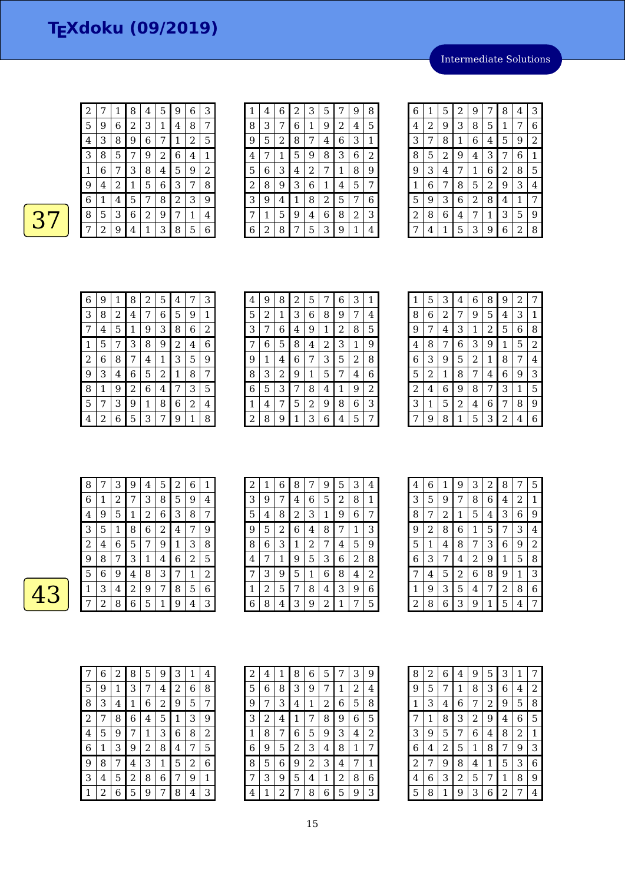# TEXdoku (09/2019)

Intermediate Solutions

**37**

| | | | | | | | | |
|---|---|---|---|---|---|---|---|---|
| 2 | 7 | 1 | 8 | 4 | 5 | 9 | 6 | 3 |
| 5 | 9 | 6 | 2 | 3 | 1 | 4 | 8 | 7 |
| 4 | 3 | 8 | 9 | 6 | 7 | 1 | 2 | 5 |
| 3 | 8 | 5 | 7 | 9 | 2 | 6 | 4 | 1 |
| 1 | 6 | 7 | 3 | 8 | 4 | 5 | 9 | 2 |
| 9 | 4 | 2 | 1 | 5 | 6 | 3 | 7 | 8 |
| 6 | 1 | 4 | 5 | 7 | 8 | 2 | 3 | 9 |
| 8 | 5 | 3 | 6 | 2 | 9 | 7 | 1 | 4 |
| 7 | 2 | 9 | 4 | 1 | 3 | 8 | 5 | 6 |

| | | | | | | | | |
|---|---|---|---|---|---|---|---|---|
| 1 | 4 | 6 | 2 | 3 | 5 | 7 | 9 | 8 |
| 8 | 3 | 7 | 6 | 1 | 9 | 2 | 4 | 5 |
| 9 | 5 | 2 | 8 | 7 | 4 | 6 | 3 | 1 |
| 4 | 7 | 1 | 5 | 9 | 8 | 3 | 6 | 2 |
| 5 | 6 | 3 | 4 | 2 | 7 | 1 | 8 | 9 |
| 2 | 8 | 9 | 3 | 6 | 1 | 4 | 5 | 7 |
| 3 | 9 | 4 | 1 | 8 | 2 | 5 | 7 | 6 |
| 7 | 1 | 5 | 9 | 4 | 6 | 8 | 2 | 3 |
| 6 | 2 | 8 | 7 | 5 | 3 | 9 | 1 | 4 |

| | | | | | | | | |
|---|---|---|---|---|---|---|---|---|
| 6 | 1 | 5 | 2 | 9 | 7 | 8 | 4 | 3 |
| 4 | 2 | 9 | 3 | 8 | 5 | 1 | 7 | 6 |
| 3 | 7 | 8 | 1 | 6 | 4 | 5 | 9 | 2 |
| 8 | 5 | 2 | 9 | 4 | 3 | 7 | 6 | 1 |
| 9 | 3 | 4 | 7 | 1 | 6 | 2 | 8 | 5 |
| 1 | 6 | 7 | 8 | 5 | 2 | 9 | 3 | 4 |
| 5 | 9 | 3 | 6 | 2 | 8 | 4 | 1 | 7 |
| 2 | 8 | 6 | 4 | 7 | 1 | 3 | 5 | 9 |
| 7 | 4 | 1 | 5 | 3 | 9 | 6 | 2 | 8 |

| | | | | | | | | |
|---|---|---|---|---|---|---|---|---|
| 6 | 9 | 1 | 8 | 2 | 5 | 4 | 7 | 3 |
| 3 | 8 | 2 | 4 | 7 | 6 | 5 | 9 | 1 |
| 7 | 4 | 5 | 1 | 9 | 3 | 8 | 6 | 2 |
| 1 | 5 | 7 | 3 | 8 | 9 | 2 | 4 | 6 |
| 2 | 6 | 8 | 7 | 4 | 1 | 3 | 5 | 9 |
| 9 | 3 | 4 | 6 | 5 | 2 | 1 | 8 | 7 |
| 8 | 1 | 9 | 2 | 6 | 4 | 7 | 3 | 5 |
| 5 | 7 | 3 | 9 | 1 | 8 | 6 | 2 | 4 |
| 4 | 2 | 6 | 5 | 3 | 7 | 9 | 1 | 8 |

| | | | | | | | | |
|---|---|---|---|---|---|---|---|---|
| 4 | 9 | 8 | 2 | 5 | 7 | 6 | 3 | 1 |
| 5 | 2 | 1 | 3 | 6 | 8 | 9 | 7 | 4 |
| 3 | 7 | 6 | 4 | 9 | 1 | 2 | 8 | 5 |
| 7 | 6 | 5 | 8 | 4 | 2 | 3 | 1 | 9 |
| 9 | 1 | 4 | 6 | 7 | 3 | 5 | 2 | 8 |
| 8 | 3 | 2 | 9 | 1 | 5 | 7 | 4 | 6 |
| 6 | 5 | 3 | 7 | 8 | 4 | 1 | 9 | 2 |
| 1 | 4 | 7 | 5 | 2 | 9 | 8 | 6 | 3 |
| 2 | 8 | 9 | 1 | 3 | 6 | 4 | 5 | 7 |

| | | | | | | | | |
|---|---|---|---|---|---|---|---|---|
| 1 | 5 | 3 | 4 | 6 | 8 | 9 | 2 | 7 |
| 8 | 6 | 2 | 7 | 9 | 5 | 4 | 3 | 1 |
| 9 | 7 | 4 | 3 | 1 | 2 | 5 | 6 | 8 |
| 4 | 8 | 7 | 6 | 3 | 9 | 1 | 5 | 2 |
| 6 | 3 | 9 | 5 | 2 | 1 | 8 | 7 | 4 |
| 5 | 2 | 1 | 8 | 7 | 4 | 6 | 9 | 3 |
| 2 | 4 | 6 | 9 | 8 | 7 | 3 | 1 | 5 |
| 3 | 1 | 5 | 2 | 4 | 6 | 7 | 8 | 9 |
| 7 | 9 | 8 | 1 | 5 | 3 | 2 | 4 | 6 |

**43**

| | | | | | | | | |
|---|---|---|---|---|---|---|---|---|
| 8 | 7 | 3 | 9 | 4 | 5 | 2 | 6 | 1 |
| 6 | 1 | 2 | 7 | 3 | 8 | 5 | 9 | 4 |
| 4 | 9 | 5 | 1 | 2 | 6 | 3 | 8 | 7 |
| 3 | 5 | 1 | 8 | 6 | 2 | 4 | 7 | 9 |
| 2 | 4 | 6 | 5 | 7 | 9 | 1 | 3 | 8 |
| 9 | 8 | 7 | 3 | 1 | 4 | 6 | 2 | 5 |
| 5 | 6 | 9 | 4 | 8 | 3 | 7 | 1 | 2 |
| 1 | 3 | 4 | 2 | 9 | 7 | 8 | 5 | 6 |
| 7 | 2 | 8 | 6 | 5 | 1 | 9 | 4 | 3 |

| | | | | | | | | |
|---|---|---|---|---|---|---|---|---|
| 2 | 1 | 6 | 8 | 7 | 9 | 5 | 3 | 4 |
| 3 | 9 | 7 | 4 | 6 | 5 | 2 | 8 | 1 |
| 5 | 4 | 8 | 2 | 3 | 1 | 9 | 6 | 7 |
| 9 | 5 | 2 | 6 | 4 | 8 | 7 | 1 | 3 |
| 8 | 6 | 3 | 1 | 2 | 7 | 4 | 5 | 9 |
| 4 | 7 | 1 | 9 | 5 | 3 | 6 | 2 | 8 |
| 7 | 3 | 9 | 5 | 1 | 6 | 8 | 4 | 2 |
| 1 | 2 | 5 | 7 | 8 | 4 | 3 | 9 | 6 |
| 6 | 8 | 4 | 3 | 9 | 2 | 1 | 7 | 5 |

| | | | | | | | | |
|---|---|---|---|---|---|---|---|---|
| 4 | 6 | 1 | 9 | 3 | 2 | 8 | 7 | 5 |
| 3 | 5 | 9 | 7 | 8 | 6 | 4 | 2 | 1 |
| 8 | 7 | 2 | 1 | 5 | 4 | 3 | 6 | 9 |
| 9 | 2 | 8 | 6 | 1 | 5 | 7 | 3 | 4 |
| 5 | 1 | 4 | 8 | 7 | 3 | 6 | 9 | 2 |
| 6 | 3 | 7 | 4 | 2 | 9 | 1 | 5 | 8 |
| 7 | 4 | 5 | 2 | 6 | 8 | 9 | 1 | 3 |
| 1 | 9 | 3 | 5 | 4 | 7 | 2 | 8 | 6 |
| 2 | 8 | 6 | 3 | 9 | 1 | 5 | 4 | 7 |

| | | | | | | | | |
|---|---|---|---|---|---|---|---|---|
| 7 | 6 | 2 | 8 | 5 | 9 | 3 | 1 | 4 |
| 5 | 9 | 1 | 3 | 7 | 4 | 2 | 6 | 8 |
| 8 | 3 | 4 | 1 | 6 | 2 | 9 | 5 | 7 |
| 2 | 7 | 8 | 6 | 4 | 5 | 1 | 3 | 9 |
| 4 | 5 | 9 | 7 | 1 | 3 | 6 | 8 | 2 |
| 6 | 1 | 3 | 9 | 2 | 8 | 4 | 7 | 5 |
| 9 | 8 | 7 | 4 | 3 | 1 | 5 | 2 | 6 |
| 3 | 4 | 5 | 2 | 8 | 6 | 7 | 9 | 1 |
| 1 | 2 | 6 | 5 | 9 | 7 | 8 | 4 | 3 |

| | | | | | | | | |
|---|---|---|---|---|---|---|---|---|
| 2 | 4 | 1 | 8 | 6 | 5 | 7 | 3 | 9 |
| 5 | 6 | 8 | 3 | 9 | 7 | 1 | 2 | 4 |
| 9 | 7 | 3 | 4 | 1 | 2 | 6 | 5 | 8 |
| 3 | 2 | 4 | 1 | 7 | 8 | 9 | 6 | 5 |
| 1 | 8 | 7 | 6 | 5 | 9 | 3 | 4 | 2 |
| 6 | 9 | 5 | 2 | 3 | 4 | 8 | 1 | 7 |
| 8 | 5 | 6 | 9 | 2 | 3 | 4 | 7 | 1 |
| 7 | 3 | 9 | 5 | 4 | 1 | 2 | 8 | 6 |
| 4 | 1 | 2 | 7 | 8 | 6 | 5 | 9 | 3 |

| | | | | | | | | |
|---|---|---|---|---|---|---|---|---|
| 8 | 2 | 6 | 4 | 9 | 5 | 3 | 1 | 7 |
| 9 | 5 | 7 | 1 | 8 | 3 | 6 | 4 | 2 |
| 1 | 3 | 4 | 6 | 7 | 2 | 9 | 5 | 8 |
| 7 | 1 | 8 | 3 | 2 | 9 | 4 | 6 | 5 |
| 3 | 9 | 5 | 7 | 6 | 4 | 8 | 2 | 1 |
| 6 | 4 | 2 | 5 | 1 | 8 | 7 | 9 | 3 |
| 2 | 7 | 9 | 8 | 4 | 1 | 5 | 3 | 6 |
| 4 | 6 | 3 | 2 | 5 | 7 | 1 | 8 | 9 |
| 5 | 8 | 1 | 9 | 3 | 6 | 2 | 7 | 4 |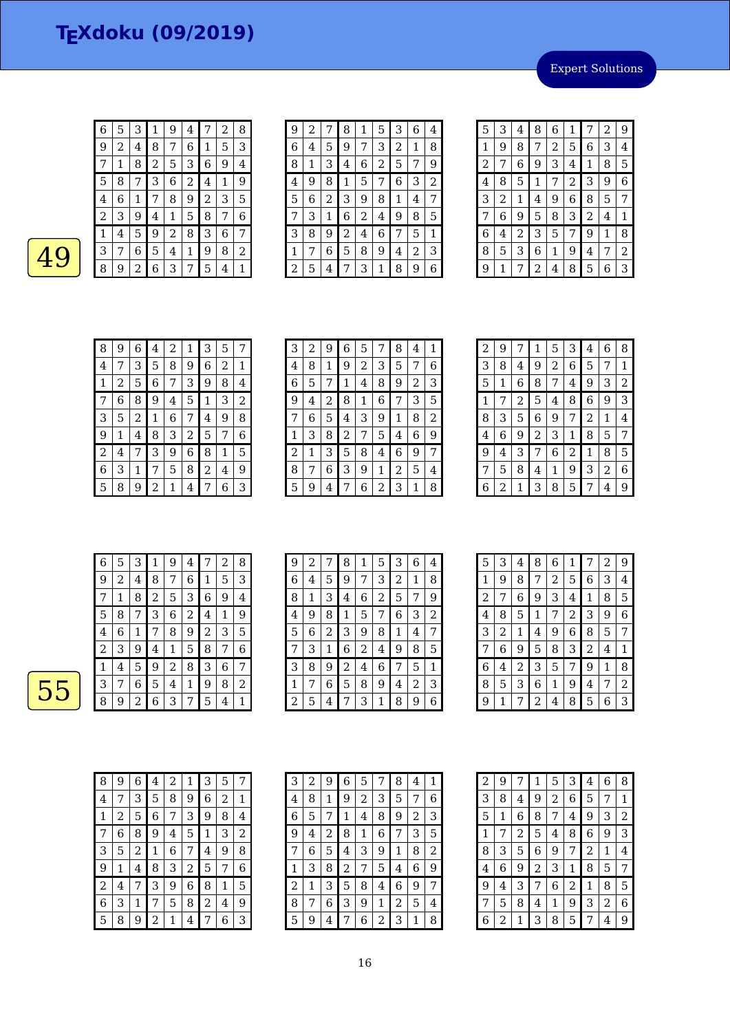# TEXdoku (09/2019)

Expert Solutions

## 49

| | | | | | | | | |
|---|---|---|---|---|---|---|---|---|
| 6 | 5 | 3 | 1 | 9 | 4 | 7 | 2 | 8 |
| 9 | 2 | 4 | 8 | 7 | 6 | 1 | 5 | 3 |
| 7 | 1 | 8 | 2 | 5 | 3 | 6 | 9 | 4 |
| 5 | 8 | 7 | 3 | 6 | 2 | 4 | 1 | 9 |
| 4 | 6 | 1 | 7 | 8 | 9 | 2 | 3 | 5 |
| 2 | 3 | 9 | 4 | 1 | 5 | 8 | 7 | 6 |
| 1 | 4 | 5 | 9 | 2 | 8 | 3 | 6 | 7 |
| 3 | 7 | 6 | 5 | 4 | 1 | 9 | 8 | 2 |
| 8 | 9 | 2 | 6 | 3 | 7 | 5 | 4 | 1 |

| | | | | | | | | |
|---|---|---|---|---|---|---|---|---|
| 9 | 2 | 7 | 8 | 1 | 5 | 3 | 6 | 4 |
| 6 | 4 | 5 | 9 | 7 | 3 | 2 | 1 | 8 |
| 8 | 1 | 3 | 4 | 6 | 2 | 5 | 7 | 9 |
| 4 | 9 | 8 | 1 | 5 | 7 | 6 | 3 | 2 |
| 5 | 6 | 2 | 3 | 9 | 8 | 1 | 4 | 7 |
| 7 | 3 | 1 | 6 | 2 | 4 | 9 | 8 | 5 |
| 3 | 8 | 9 | 2 | 4 | 6 | 7 | 5 | 1 |
| 1 | 7 | 6 | 5 | 8 | 9 | 4 | 2 | 3 |
| 2 | 5 | 4 | 7 | 3 | 1 | 8 | 9 | 6 |

| | | | | | | | | |
|---|---|---|---|---|---|---|---|---|
| 5 | 3 | 4 | 8 | 6 | 1 | 7 | 2 | 9 |
| 1 | 9 | 8 | 7 | 2 | 5 | 6 | 3 | 4 |
| 2 | 7 | 6 | 9 | 3 | 4 | 1 | 8 | 5 |
| 4 | 8 | 5 | 1 | 7 | 2 | 3 | 9 | 6 |
| 3 | 2 | 1 | 4 | 9 | 6 | 8 | 5 | 7 |
| 7 | 6 | 9 | 5 | 8 | 3 | 2 | 4 | 1 |
| 6 | 4 | 2 | 3 | 5 | 7 | 9 | 1 | 8 |
| 8 | 5 | 3 | 6 | 1 | 9 | 4 | 7 | 2 |
| 9 | 1 | 7 | 2 | 4 | 8 | 5 | 6 | 3 |

| | | | | | | | | |
|---|---|---|---|---|---|---|---|---|
| 8 | 9 | 6 | 4 | 2 | 1 | 3 | 5 | 7 |
| 4 | 7 | 3 | 5 | 8 | 9 | 6 | 2 | 1 |
| 1 | 2 | 5 | 6 | 7 | 3 | 9 | 8 | 4 |
| 7 | 6 | 8 | 9 | 4 | 5 | 1 | 3 | 2 |
| 3 | 5 | 2 | 1 | 6 | 7 | 4 | 9 | 8 |
| 9 | 1 | 4 | 8 | 3 | 2 | 5 | 7 | 6 |
| 2 | 4 | 7 | 3 | 9 | 6 | 8 | 1 | 5 |
| 6 | 3 | 1 | 7 | 5 | 8 | 2 | 4 | 9 |
| 5 | 8 | 9 | 2 | 1 | 4 | 7 | 6 | 3 |

| | | | | | | | | |
|---|---|---|---|---|---|---|---|---|
| 3 | 2 | 9 | 6 | 5 | 7 | 8 | 4 | 1 |
| 4 | 8 | 1 | 9 | 2 | 3 | 5 | 7 | 6 |
| 6 | 5 | 7 | 1 | 4 | 8 | 9 | 2 | 3 |
| 9 | 4 | 2 | 8 | 1 | 6 | 7 | 3 | 5 |
| 7 | 6 | 5 | 4 | 3 | 9 | 1 | 8 | 2 |
| 1 | 3 | 8 | 2 | 7 | 5 | 4 | 6 | 9 |
| 2 | 1 | 3 | 5 | 8 | 4 | 6 | 9 | 7 |
| 8 | 7 | 6 | 3 | 9 | 1 | 2 | 5 | 4 |
| 5 | 9 | 4 | 7 | 6 | 2 | 3 | 1 | 8 |

| | | | | | | | | |
|---|---|---|---|---|---|---|---|---|
| 2 | 9 | 7 | 1 | 5 | 3 | 4 | 6 | 8 |
| 3 | 8 | 4 | 9 | 2 | 6 | 5 | 7 | 1 |
| 5 | 1 | 6 | 8 | 7 | 4 | 9 | 3 | 2 |
| 1 | 7 | 2 | 5 | 4 | 8 | 6 | 9 | 3 |
| 8 | 3 | 5 | 6 | 9 | 7 | 2 | 1 | 4 |
| 4 | 6 | 9 | 2 | 3 | 1 | 8 | 5 | 7 |
| 9 | 4 | 3 | 7 | 6 | 2 | 1 | 8 | 5 |
| 7 | 5 | 8 | 4 | 1 | 9 | 3 | 2 | 6 |
| 6 | 2 | 1 | 3 | 8 | 5 | 7 | 4 | 9 |

## 55

| | | | | | | | | |
|---|---|---|---|---|---|---|---|---|
| 6 | 5 | 3 | 1 | 9 | 4 | 7 | 2 | 8 |
| 9 | 2 | 4 | 8 | 7 | 6 | 1 | 5 | 3 |
| 7 | 1 | 8 | 2 | 5 | 3 | 6 | 9 | 4 |
| 5 | 8 | 7 | 3 | 6 | 2 | 4 | 1 | 9 |
| 4 | 6 | 1 | 7 | 8 | 9 | 2 | 3 | 5 |
| 2 | 3 | 9 | 4 | 1 | 5 | 8 | 7 | 6 |
| 1 | 4 | 5 | 9 | 2 | 8 | 3 | 6 | 7 |
| 3 | 7 | 6 | 5 | 4 | 1 | 9 | 8 | 2 |
| 8 | 9 | 2 | 6 | 3 | 7 | 5 | 4 | 1 |

| | | | | | | | | |
|---|---|---|---|---|---|---|---|---|
| 9 | 2 | 7 | 8 | 1 | 5 | 3 | 6 | 4 |
| 6 | 4 | 5 | 9 | 7 | 3 | 2 | 1 | 8 |
| 8 | 1 | 3 | 4 | 6 | 2 | 5 | 7 | 9 |
| 4 | 9 | 8 | 1 | 5 | 7 | 6 | 3 | 2 |
| 5 | 6 | 2 | 3 | 9 | 8 | 1 | 4 | 7 |
| 7 | 3 | 1 | 6 | 2 | 4 | 9 | 8 | 5 |
| 3 | 8 | 9 | 2 | 4 | 6 | 7 | 5 | 1 |
| 1 | 7 | 6 | 5 | 8 | 9 | 4 | 2 | 3 |
| 2 | 5 | 4 | 7 | 3 | 1 | 8 | 9 | 6 |

| | | | | | | | | |
|---|---|---|---|---|---|---|---|---|
| 5 | 3 | 4 | 8 | 6 | 1 | 7 | 2 | 9 |
| 1 | 9 | 8 | 7 | 2 | 5 | 6 | 3 | 4 |
| 2 | 7 | 6 | 9 | 3 | 4 | 1 | 8 | 5 |
| 4 | 8 | 5 | 1 | 7 | 2 | 3 | 9 | 6 |
| 3 | 2 | 1 | 4 | 9 | 6 | 8 | 5 | 7 |
| 7 | 6 | 9 | 5 | 8 | 3 | 2 | 4 | 1 |
| 6 | 4 | 2 | 3 | 5 | 7 | 9 | 1 | 8 |
| 8 | 5 | 3 | 6 | 1 | 9 | 4 | 7 | 2 |
| 9 | 1 | 7 | 2 | 4 | 8 | 5 | 6 | 3 |

| | | | | | | | | |
|---|---|---|---|---|---|---|---|---|
| 8 | 9 | 6 | 4 | 2 | 1 | 3 | 5 | 7 |
| 4 | 7 | 3 | 5 | 8 | 9 | 6 | 2 | 1 |
| 1 | 2 | 5 | 6 | 7 | 3 | 9 | 8 | 4 |
| 7 | 6 | 8 | 9 | 4 | 5 | 1 | 3 | 2 |
| 3 | 5 | 2 | 1 | 6 | 7 | 4 | 9 | 8 |
| 9 | 1 | 4 | 8 | 3 | 2 | 5 | 7 | 6 |
| 2 | 4 | 7 | 3 | 9 | 6 | 8 | 1 | 5 |
| 6 | 3 | 1 | 7 | 5 | 8 | 2 | 4 | 9 |
| 5 | 8 | 9 | 2 | 1 | 4 | 7 | 6 | 3 |

| | | | | | | | | |
|---|---|---|---|---|---|---|---|---|
| 3 | 2 | 9 | 6 | 5 | 7 | 8 | 4 | 1 |
| 4 | 8 | 1 | 9 | 2 | 3 | 5 | 7 | 6 |
| 6 | 5 | 7 | 1 | 4 | 8 | 9 | 2 | 3 |
| 9 | 4 | 2 | 8 | 1 | 6 | 7 | 3 | 5 |
| 7 | 6 | 5 | 4 | 3 | 9 | 1 | 8 | 2 |
| 1 | 3 | 8 | 2 | 7 | 5 | 4 | 6 | 9 |
| 2 | 1 | 3 | 5 | 8 | 4 | 6 | 9 | 7 |
| 8 | 7 | 6 | 3 | 9 | 1 | 2 | 5 | 4 |
| 5 | 9 | 4 | 7 | 6 | 2 | 3 | 1 | 8 |

| | | | | | | | | |
|---|---|---|---|---|---|---|---|---|
| 2 | 9 | 7 | 1 | 5 | 3 | 4 | 6 | 8 |
| 3 | 8 | 4 | 9 | 2 | 6 | 5 | 7 | 1 |
| 5 | 1 | 6 | 8 | 7 | 4 | 9 | 3 | 2 |
| 1 | 7 | 2 | 5 | 4 | 8 | 6 | 9 | 3 |
| 8 | 3 | 5 | 6 | 9 | 7 | 2 | 1 | 4 |
| 4 | 6 | 9 | 2 | 3 | 1 | 8 | 5 | 7 |
| 9 | 4 | 3 | 7 | 6 | 2 | 1 | 8 | 5 |
| 7 | 5 | 8 | 4 | 1 | 9 | 3 | 2 | 6 |
| 6 | 2 | 1 | 3 | 8 | 5 | 7 | 4 | 9 |